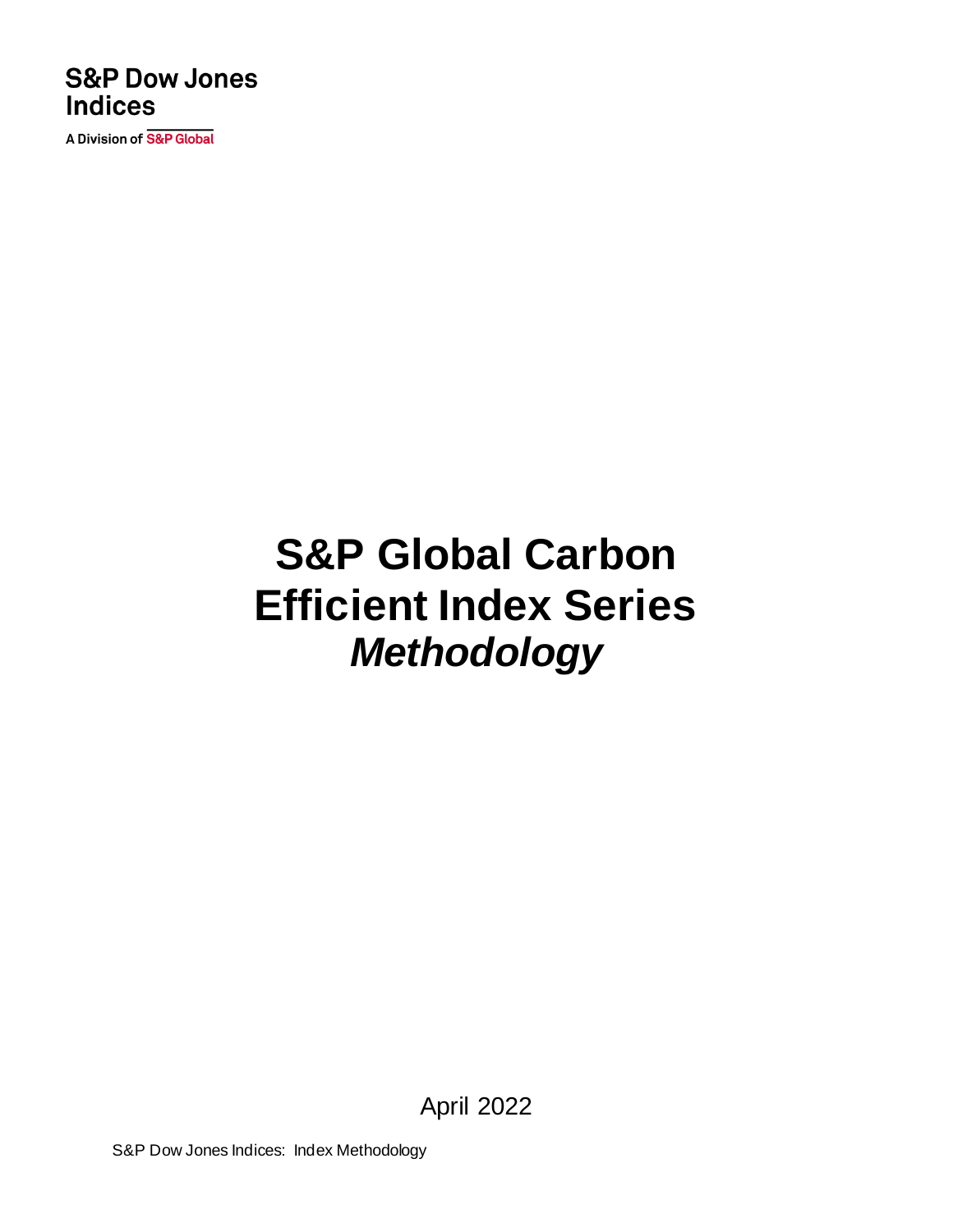S&P Dow Jones Indices

A Division of S&P Global

# S&P Global Carbon Efficient Index Series *Methodology*

April 2022

S&P Dow Jones Indices: Index Methodology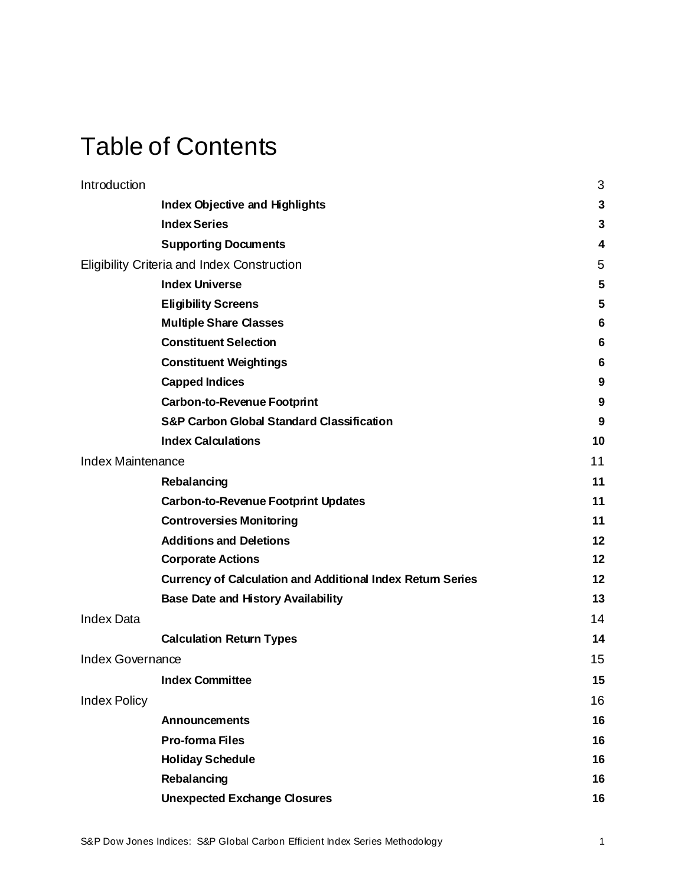# Table of Contents

| | |
|---|---|
| Introduction | 3 |
| **Index Objective and Highlights** | **3** |
| **Index Series** | **3** |
| **Supporting Documents** | **4** |
| Eligibility Criteria and Index Construction | 5 |
| **Index Universe** | **5** |
| **Eligibility Screens** | **5** |
| **Multiple Share Classes** | **6** |
| **Constituent Selection** | **6** |
| **Constituent Weightings** | **6** |
| **Capped Indices** | **9** |
| **Carbon-to-Revenue Footprint** | **9** |
| **S&P Carbon Global Standard Classification** | **9** |
| **Index Calculations** | **10** |
| Index Maintenance | 11 |
| **Rebalancing** | **11** |
| **Carbon-to-Revenue Footprint Updates** | **11** |
| **Controversies Monitoring** | **11** |
| **Additions and Deletions** | **12** |
| **Corporate Actions** | **12** |
| **Currency of Calculation and Additional Index Return Series** | **12** |
| **Base Date and History Availability** | **13** |
| Index Data | 14 |
| **Calculation Return Types** | **14** |
| Index Governance | 15 |
| **Index Committee** | **15** |
| Index Policy | 16 |
| **Announcements** | **16** |
| **Pro-forma Files** | **16** |
| **Holiday Schedule** | **16** |
| **Rebalancing** | **16** |
| **Unexpected Exchange Closures** | **16** |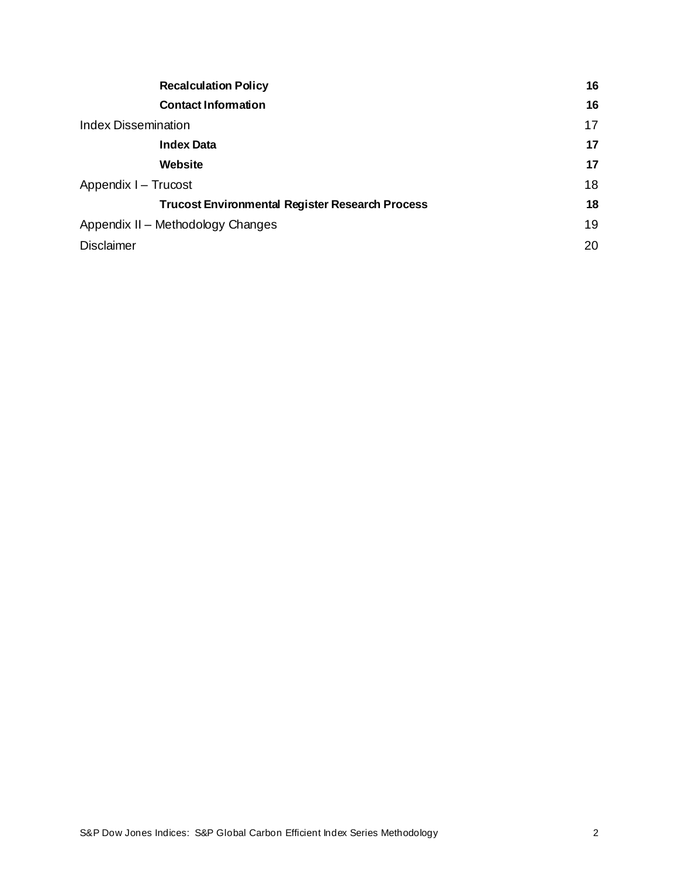| | |
|---|---|
| **Recalculation Policy** | **16** |
| **Contact Information** | **16** |
| Index Dissemination | 17 |
| **Index Data** | **17** |
| **Website** | **17** |
| Appendix I – Trucost | 18 |
| **Trucost Environmental Register Research Process** | **18** |
| Appendix II – Methodology Changes | 19 |
| Disclaimer | 20 |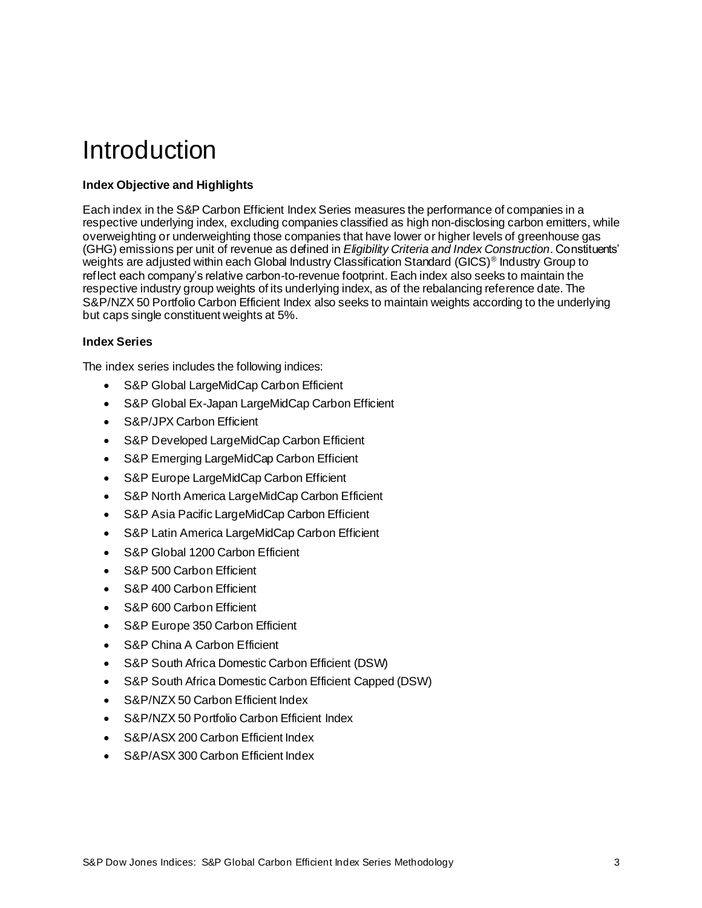# Introduction

### Index Objective and Highlights

Each index in the S&P Carbon Efficient Index Series measures the performance of companies in a respective underlying index, excluding companies classified as high non-disclosing carbon emitters, while overweighting or underweighting those companies that have lower or higher levels of greenhouse gas (GHG) emissions per unit of revenue as defined in *Eligibility Criteria and Index Construction*. Constituents' weights are adjusted within each Global Industry Classification Standard (GICS)® Industry Group to reflect each company's relative carbon-to-revenue footprint. Each index also seeks to maintain the respective industry group weights of its underlying index, as of the rebalancing reference date. The S&P/NZX 50 Portfolio Carbon Efficient Index also seeks to maintain weights according to the underlying but caps single constituent weights at 5%.

### Index Series

The index series includes the following indices:

- S&P Global LargeMidCap Carbon Efficient
- S&P Global Ex-Japan LargeMidCap Carbon Efficient
- S&P/JPX Carbon Efficient
- S&P Developed LargeMidCap Carbon Efficient
- S&P Emerging LargeMidCap Carbon Efficient
- S&P Europe LargeMidCap Carbon Efficient
- S&P North America LargeMidCap Carbon Efficient
- S&P Asia Pacific LargeMidCap Carbon Efficient
- S&P Latin America LargeMidCap Carbon Efficient
- S&P Global 1200 Carbon Efficient
- S&P 500 Carbon Efficient
- S&P 400 Carbon Efficient
- S&P 600 Carbon Efficient
- S&P Europe 350 Carbon Efficient
- S&P China A Carbon Efficient
- S&P South Africa Domestic Carbon Efficient (DSW)
- S&P South Africa Domestic Carbon Efficient Capped (DSW)
- S&P/NZX 50 Carbon Efficient Index
- S&P/NZX 50 Portfolio Carbon Efficient Index
- S&P/ASX 200 Carbon Efficient Index
- S&P/ASX 300 Carbon Efficient Index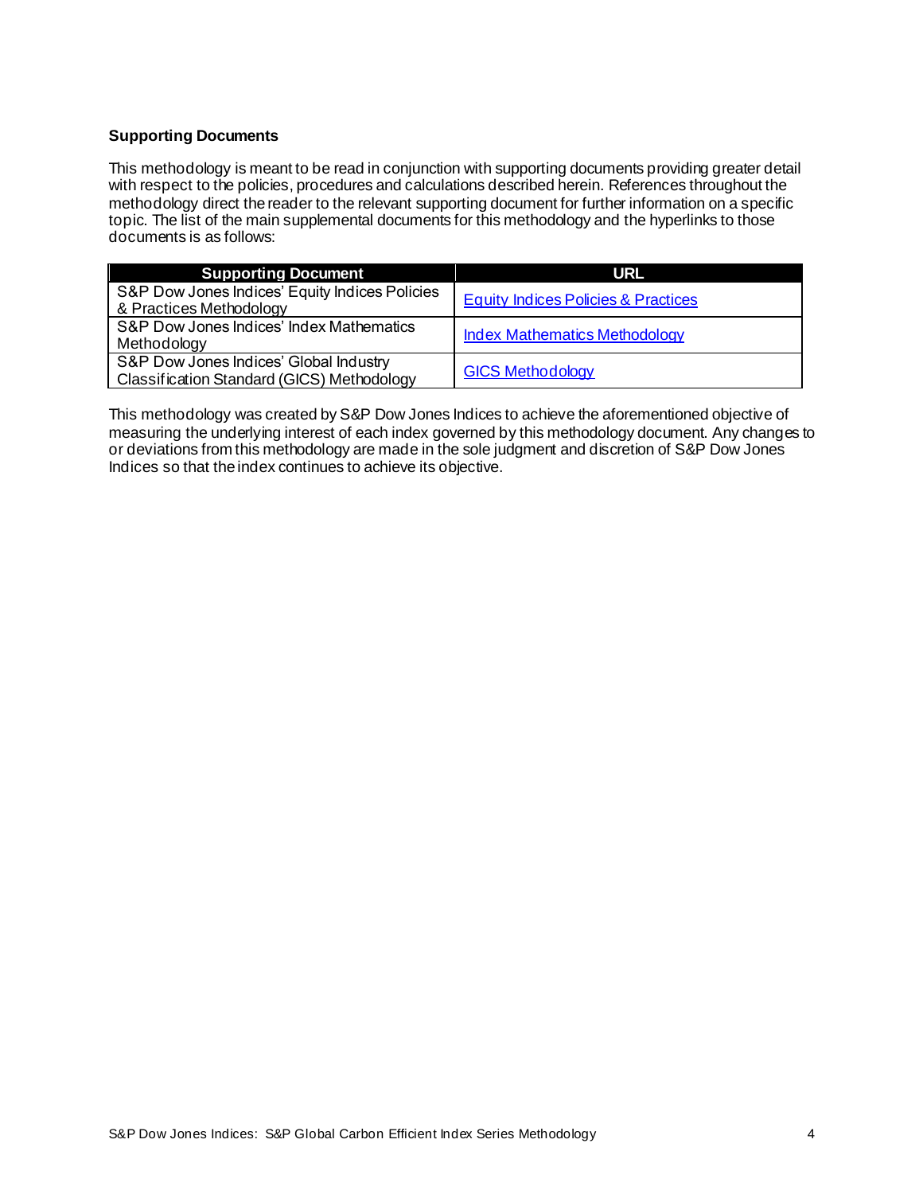**Supporting Documents**

This methodology is meant to be read in conjunction with supporting documents providing greater detail with respect to the policies, procedures and calculations described herein. References throughout the methodology direct the reader to the relevant supporting document for further information on a specific topic. The list of the main supplemental documents for this methodology and the hyperlinks to those documents is as follows:

| Supporting Document | URL |
|---|---|
| S&P Dow Jones Indices' Equity Indices Policies & Practices Methodology | Equity Indices Policies & Practices |
| S&P Dow Jones Indices' Index Mathematics Methodology | Index Mathematics Methodology |
| S&P Dow Jones Indices' Global Industry Classification Standard (GICS) Methodology | GICS Methodology |

This methodology was created by S&P Dow Jones Indices to achieve the aforementioned objective of measuring the underlying interest of each index governed by this methodology document. Any changes to or deviations from this methodology are made in the sole judgment and discretion of S&P Dow Jones Indices so that the index continues to achieve its objective.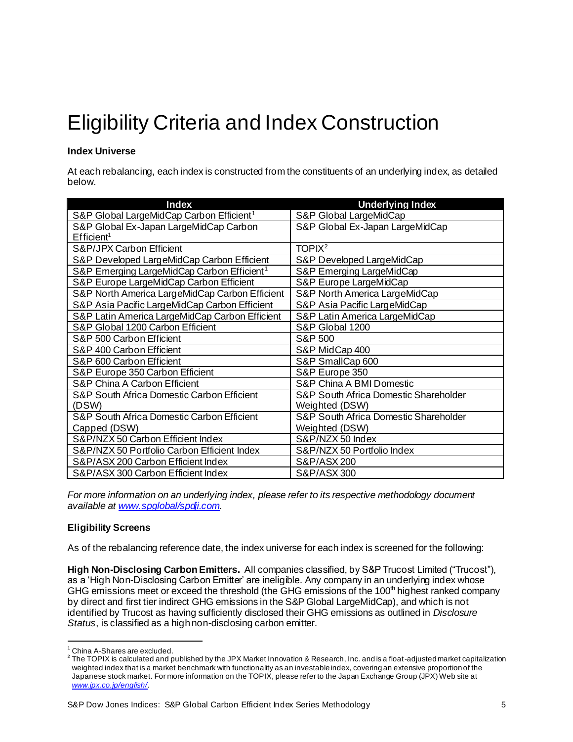# Eligibility Criteria and Index Construction

**Index Universe**

At each rebalancing, each index is constructed from the constituents of an underlying index, as detailed below.

| Index | Underlying Index |
|---|---|
| S&P Global LargeMidCap Carbon Efficient[1] | S&P Global LargeMidCap |
| S&P Global Ex-Japan LargeMidCap Carbon Efficient[1] | S&P Global Ex-Japan LargeMidCap |
| S&P/JPX Carbon Efficient | TOPIX[2] |
| S&P Developed LargeMidCap Carbon Efficient | S&P Developed LargeMidCap |
| S&P Emerging LargeMidCap Carbon Efficient[1] | S&P Emerging LargeMidCap |
| S&P Europe LargeMidCap Carbon Efficient | S&P Europe LargeMidCap |
| S&P North America LargeMidCap Carbon Efficient | S&P North America LargeMidCap |
| S&P Asia Pacific LargeMidCap Carbon Efficient | S&P Asia Pacific LargeMidCap |
| S&P Latin America LargeMidCap Carbon Efficient | S&P Latin America LargeMidCap |
| S&P Global 1200 Carbon Efficient | S&P Global 1200 |
| S&P 500 Carbon Efficient | S&P 500 |
| S&P 400 Carbon Efficient | S&P MidCap 400 |
| S&P 600 Carbon Efficient | S&P SmallCap 600 |
| S&P Europe 350 Carbon Efficient | S&P Europe 350 |
| S&P China A Carbon Efficient | S&P China A BMI Domestic |
| S&P South Africa Domestic Carbon Efficient (DSW) | S&P South Africa Domestic Shareholder Weighted (DSW) |
| S&P South Africa Domestic Carbon Efficient Capped (DSW) | S&P South Africa Domestic Shareholder Weighted (DSW) |
| S&P/NZX 50 Carbon Efficient Index | S&P/NZX 50 Index |
| S&P/NZX 50 Portfolio Carbon Efficient Index | S&P/NZX 50 Portfolio Index |
| S&P/ASX 200 Carbon Efficient Index | S&P/ASX 200 |
| S&P/ASX 300 Carbon Efficient Index | S&P/ASX 300 |

*For more information on an underlying index, please refer to its respective methodology document available at [www.spglobal/spdji.com](www.spglobal/spdji.com).*

**Eligibility Screens**

As of the rebalancing reference date, the index universe for each index is screened for the following:

**High Non-Disclosing Carbon Emitters.** All companies classified, by S&P Trucost Limited ("Trucost"), as a 'High Non-Disclosing Carbon Emitter' are ineligible. Any company in an underlying index whose GHG emissions meet or exceed the threshold (the GHG emissions of the 100th highest ranked company by direct and first tier indirect GHG emissions in the S&P Global LargeMidCap), and which is not identified by Trucost as having sufficiently disclosed their GHG emissions as outlined in *Disclosure Status*, is classified as a high non-disclosing carbon emitter.

---

[1] China A-Shares are excluded.

[2] The TOPIX is calculated and published by the JPX Market Innovation & Research, Inc. and is a float-adjusted market capitalization weighted index that is a market benchmark with functionality as an investable index, covering an extensive proportion of the Japanese stock market. For more information on the TOPIX, please refer to the Japan Exchange Group (JPX) Web site at [www.jpx.co.jp/english/](www.jpx.co.jp/english/).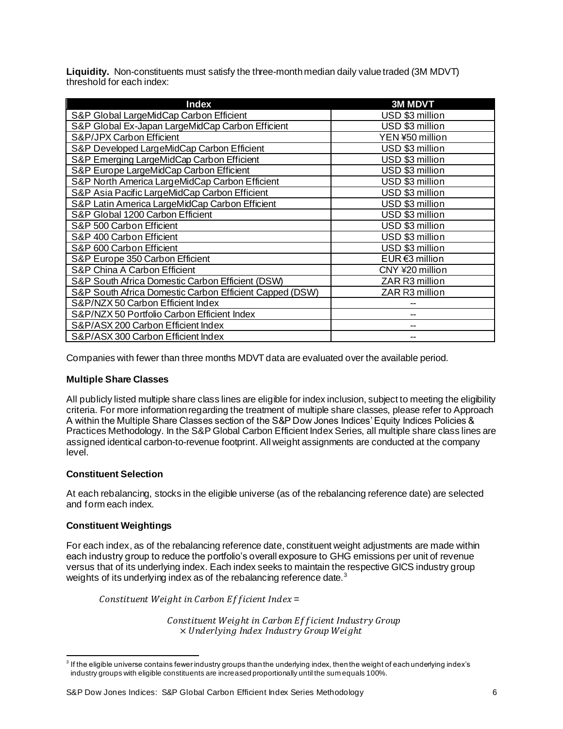**Liquidity.** Non-constituents must satisfy the three-month median daily value traded (3M MDVT) threshold for each index:

| Index | 3M MDVT |
|---|---|
| S&P Global LargeMidCap Carbon Efficient | USD $3 million |
| S&P Global Ex-Japan LargeMidCap Carbon Efficient | USD $3 million |
| S&P/JPX Carbon Efficient | YEN ¥50 million |
| S&P Developed LargeMidCap Carbon Efficient | USD $3 million |
| S&P Emerging LargeMidCap Carbon Efficient | USD $3 million |
| S&P Europe LargeMidCap Carbon Efficient | USD $3 million |
| S&P North America LargeMidCap Carbon Efficient | USD $3 million |
| S&P Asia Pacific LargeMidCap Carbon Efficient | USD $3 million |
| S&P Latin America LargeMidCap Carbon Efficient | USD $3 million |
| S&P Global 1200 Carbon Efficient | USD $3 million |
| S&P 500 Carbon Efficient | USD $3 million |
| S&P 400 Carbon Efficient | USD $3 million |
| S&P 600 Carbon Efficient | USD $3 million |
| S&P Europe 350 Carbon Efficient | EUR €3 million |
| S&P China A Carbon Efficient | CNY ¥20 million |
| S&P South Africa Domestic Carbon Efficient (DSW) | ZAR R3 million |
| S&P South Africa Domestic Carbon Efficient Capped (DSW) | ZAR R3 million |
| S&P/NZX 50 Carbon Efficient Index | -- |
| S&P/NZX 50 Portfolio Carbon Efficient Index | -- |
| S&P/ASX 200 Carbon Efficient Index | -- |
| S&P/ASX 300 Carbon Efficient Index | -- |

Companies with fewer than three months MDVT data are evaluated over the available period.

### Multiple Share Classes

All publicly listed multiple share class lines are eligible for index inclusion, subject to meeting the eligibility criteria. For more information regarding the treatment of multiple share classes, please refer to Approach A within the Multiple Share Classes section of the S&P Dow Jones Indices' Equity Indices Policies & Practices Methodology. In the S&P Global Carbon Efficient Index Series, all multiple share class lines are assigned identical carbon-to-revenue footprint. All weight assignments are conducted at the company level.

### Constituent Selection

At each rebalancing, stocks in the eligible universe (as of the rebalancing reference date) are selected and form each index.

### Constituent Weightings

For each index, as of the rebalancing reference date, constituent weight adjustments are made within each industry group to reduce the portfolio's overall exposure to GHG emissions per unit of revenue versus that of its underlying index. Each index seeks to maintain the respective GICS industry group weights of its underlying index as of the rebalancing reference date.[3]

$$\text{Constituent Weight in Carbon Efficient Index} =$$

$$\text{Constituent Weight in Carbon Efficient Industry Group} \times \text{Underlying Index Industry Group Weight}$$

[3] If the eligible universe contains fewer industry groups than the underlying index, then the weight of each underlying index's industry groups with eligible constituents are increased proportionally until the sum equals 100%.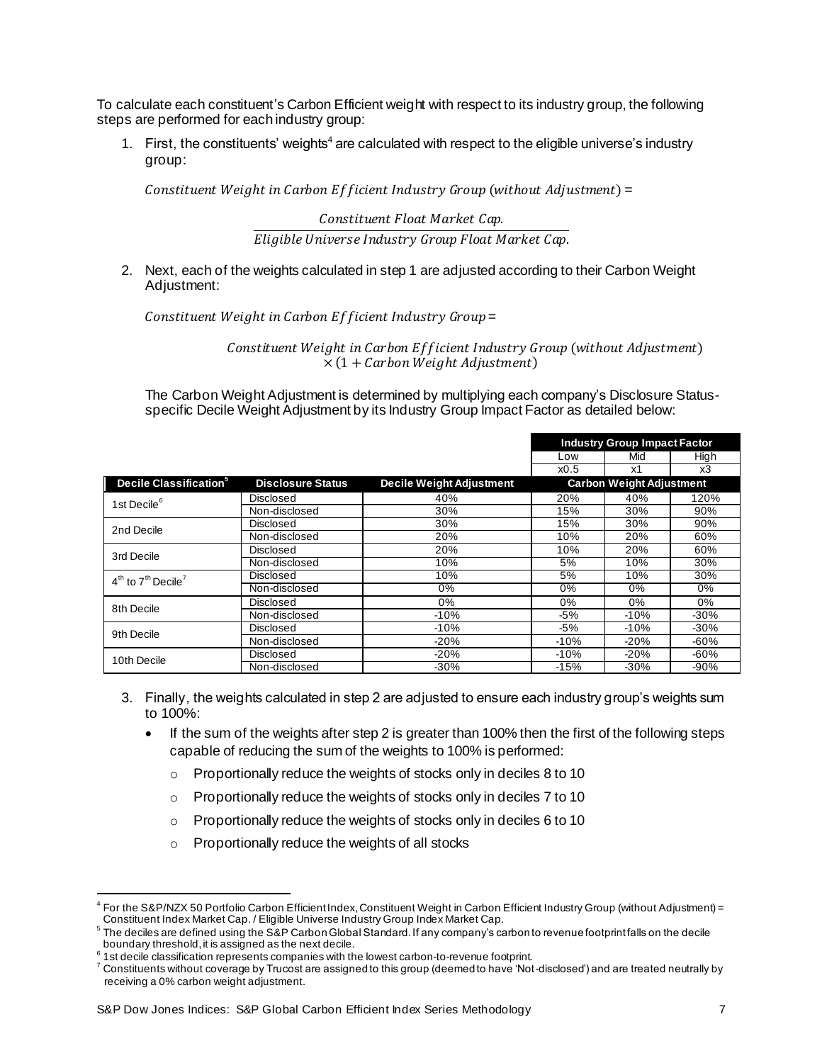To calculate each constituent's Carbon Efficient weight with respect to its industry group, the following steps are performed for each industry group:

1. First, the constituents' weights[4] are calculated with respect to the eligible universe's industry group:

$$Constituent\ Weight\ in\ Carbon\ Efficient\ Industry\ Group\ (without\ Adjustment) = \frac{Constituent\ Float\ Market\ Cap.}{Eligible\ Universe\ Industry\ Group\ Float\ Market\ Cap.}$$

2. Next, each of the weights calculated in step 1 are adjusted according to their Carbon Weight Adjustment:

$$Constituent\ Weight\ in\ Carbon\ Efficient\ Industry\ Group = Constituent\ Weight\ in\ Carbon\ Efficient\ Industry\ Group\ (without\ Adjustment) \times (1 + Carbon\ Weight\ Adjustment)$$

The Carbon Weight Adjustment is determined by multiplying each company's Disclosure Status-specific Decile Weight Adjustment by its Industry Group Impact Factor as detailed below:

| | | | Industry Group Impact Factor | | |
|---|---|---|---|---|---|
| | | | Low | Mid | High |
| | | | x0.5 | x1 | x3 |
| **Decile Classification[5]** | **Disclosure Status** | **Decile Weight Adjustment** | **Carbon Weight Adjustment** | | |
| 1st Decile[6] | Disclosed | 40% | 20% | 40% | 120% |
| | Non-disclosed | 30% | 15% | 30% | 90% |
| 2nd Decile | Disclosed | 30% | 15% | 30% | 90% |
| | Non-disclosed | 20% | 10% | 20% | 60% |
| 3rd Decile | Disclosed | 20% | 10% | 20% | 60% |
| | Non-disclosed | 10% | 5% | 10% | 30% |
| 4th to 7th Decile[7] | Disclosed | 10% | 5% | 10% | 30% |
| | Non-disclosed | 0% | 0% | 0% | 0% |
| 8th Decile | Disclosed | 0% | 0% | 0% | 0% |
| | Non-disclosed | -10% | -5% | -10% | -30% |
| 9th Decile | Disclosed | -10% | -5% | -10% | -30% |
| | Non-disclosed | -20% | -10% | -20% | -60% |
| 10th Decile | Disclosed | -20% | -10% | -20% | -60% |
| | Non-disclosed | -30% | -15% | -30% | -90% |

3. Finally, the weights calculated in step 2 are adjusted to ensure each industry group's weights sum to 100%:
   - If the sum of the weights after step 2 is greater than 100% then the first of the following steps capable of reducing the sum of the weights to 100% is performed:
     - Proportionally reduce the weights of stocks only in deciles 8 to 10
     - Proportionally reduce the weights of stocks only in deciles 7 to 10
     - Proportionally reduce the weights of stocks only in deciles 6 to 10
     - Proportionally reduce the weights of all stocks

---

[4] For the S&P/NZX 50 Portfolio Carbon Efficient Index, Constituent Weight in Carbon Efficient Industry Group (without Adjustment) = Constituent Index Market Cap. / Eligible Universe Industry Group Index Market Cap.

[5] The deciles are defined using the S&P Carbon Global Standard. If any company's carbon to revenue footprint falls on the decile boundary threshold, it is assigned as the next decile.

[6] 1st decile classification represents companies with the lowest carbon-to-revenue footprint.

[7] Constituents without coverage by Trucost are assigned to this group (deemed to have 'Not-disclosed') and are treated neutrally by receiving a 0% carbon weight adjustment.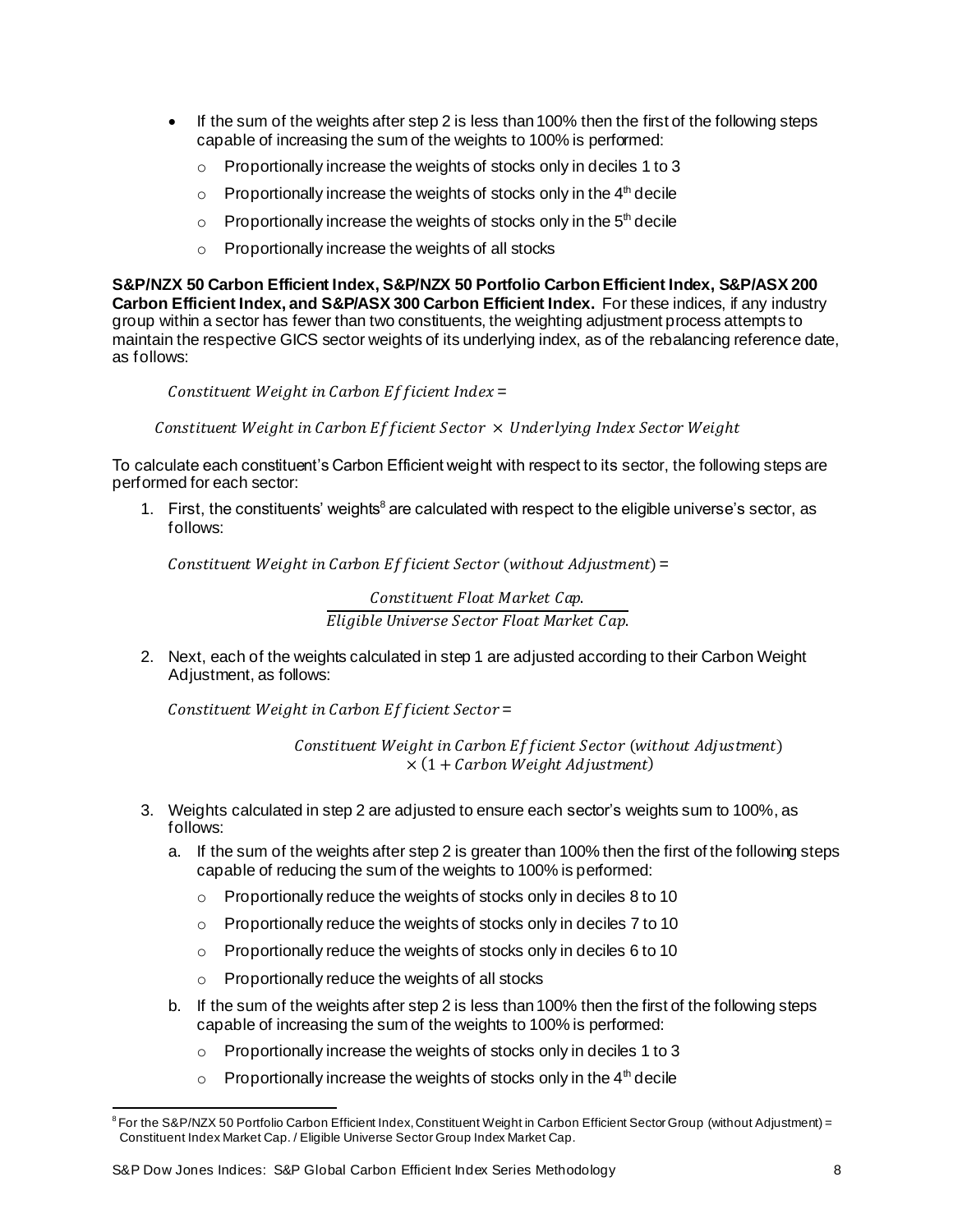- If the sum of the weights after step 2 is less than 100% then the first of the following steps capable of increasing the sum of the weights to 100% is performed:
  - Proportionally increase the weights of stocks only in deciles 1 to 3
  - Proportionally increase the weights of stocks only in the 4th decile
  - Proportionally increase the weights of stocks only in the 5th decile
  - Proportionally increase the weights of all stocks

**S&P/NZX 50 Carbon Efficient Index, S&P/NZX 50 Portfolio Carbon Efficient Index, S&P/ASX 200 Carbon Efficient Index, and S&P/ASX 300 Carbon Efficient Index.** For these indices, if any industry group within a sector has fewer than two constituents, the weighting adjustment process attempts to maintain the respective GICS sector weights of its underlying index, as of the rebalancing reference date, as follows:

$$Constituent\ Weight\ in\ Carbon\ Efficient\ Index =$$

$$Constituent\ Weight\ in\ Carbon\ Efficient\ Sector \times Underlying\ Index\ Sector\ Weight$$

To calculate each constituent's Carbon Efficient weight with respect to its sector, the following steps are performed for each sector:

1. First, the constituents' weights[8] are calculated with respect to the eligible universe's sector, as follows:

$$Constituent\ Weight\ in\ Carbon\ Efficient\ Sector\ (without\ Adjustment) =$$

$$\frac{Constituent\ Float\ Market\ Cap.}{Eligible\ Universe\ Sector\ Float\ Market\ Cap.}$$

2. Next, each of the weights calculated in step 1 are adjusted according to their Carbon Weight Adjustment, as follows:

$$Constituent\ Weight\ in\ Carbon\ Efficient\ Sector =$$

$$Constituent\ Weight\ in\ Carbon\ Efficient\ Sector\ (without\ Adjustment) \times (1 + Carbon\ Weight\ Adjustment)$$

3. Weights calculated in step 2 are adjusted to ensure each sector's weights sum to 100%, as follows:
   a. If the sum of the weights after step 2 is greater than 100% then the first of the following steps capable of reducing the sum of the weights to 100% is performed:
      - Proportionally reduce the weights of stocks only in deciles 8 to 10
      - Proportionally reduce the weights of stocks only in deciles 7 to 10
      - Proportionally reduce the weights of stocks only in deciles 6 to 10
      - Proportionally reduce the weights of all stocks

   b. If the sum of the weights after step 2 is less than 100% then the first of the following steps capable of increasing the sum of the weights to 100% is performed:
      - Proportionally increase the weights of stocks only in deciles 1 to 3
      - Proportionally increase the weights of stocks only in the 4th decile

[8] For the S&P/NZX 50 Portfolio Carbon Efficient Index, Constituent Weight in Carbon Efficient Sector Group (without Adjustment) = Constituent Index Market Cap. / Eligible Universe Sector Group Index Market Cap.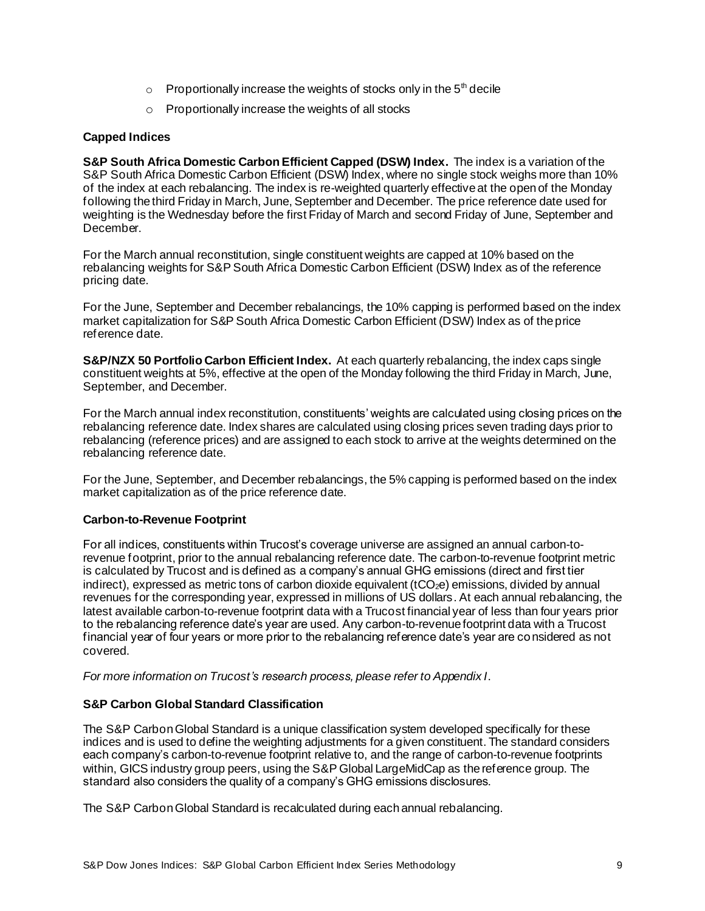- Proportionally increase the weights of stocks only in the 5th decile
- Proportionally increase the weights of all stocks

### Capped Indices

**S&P South Africa Domestic Carbon Efficient Capped (DSW) Index.** The index is a variation of the S&P South Africa Domestic Carbon Efficient (DSW) Index, where no single stock weighs more than 10% of the index at each rebalancing. The index is re-weighted quarterly effective at the open of the Monday following the third Friday in March, June, September and December. The price reference date used for weighting is the Wednesday before the first Friday of March and second Friday of June, September and December.

For the March annual reconstitution, single constituent weights are capped at 10% based on the rebalancing weights for S&P South Africa Domestic Carbon Efficient (DSW) Index as of the reference pricing date.

For the June, September and December rebalancings, the 10% capping is performed based on the index market capitalization for S&P South Africa Domestic Carbon Efficient (DSW) Index as of the price reference date.

**S&P/NZX 50 Portfolio Carbon Efficient Index.** At each quarterly rebalancing, the index caps single constituent weights at 5%, effective at the open of the Monday following the third Friday in March, June, September, and December.

For the March annual index reconstitution, constituents' weights are calculated using closing prices on the rebalancing reference date. Index shares are calculated using closing prices seven trading days prior to rebalancing (reference prices) and are assigned to each stock to arrive at the weights determined on the rebalancing reference date.

For the June, September, and December rebalancings, the 5% capping is performed based on the index market capitalization as of the price reference date.

### Carbon-to-Revenue Footprint

For all indices, constituents within Trucost's coverage universe are assigned an annual carbon-to-revenue footprint, prior to the annual rebalancing reference date. The carbon-to-revenue footprint metric is calculated by Trucost and is defined as a company's annual GHG emissions (direct and first tier indirect), expressed as metric tons of carbon dioxide equivalent ($tCO_2e$) emissions, divided by annual revenues for the corresponding year, expressed in millions of US dollars. At each annual rebalancing, the latest available carbon-to-revenue footprint data with a Trucost financial year of less than four years prior to the rebalancing reference date's year are used. Any carbon-to-revenue footprint data with a Trucost financial year of four years or more prior to the rebalancing reference date's year are considered as not covered.

*For more information on Trucost's research process, please refer to Appendix I.*

### S&P Carbon Global Standard Classification

The S&P Carbon Global Standard is a unique classification system developed specifically for these indices and is used to define the weighting adjustments for a given constituent. The standard considers each company's carbon-to-revenue footprint relative to, and the range of carbon-to-revenue footprints within, GICS industry group peers, using the S&P Global LargeMidCap as the reference group. The standard also considers the quality of a company's GHG emissions disclosures.

The S&P Carbon Global Standard is recalculated during each annual rebalancing.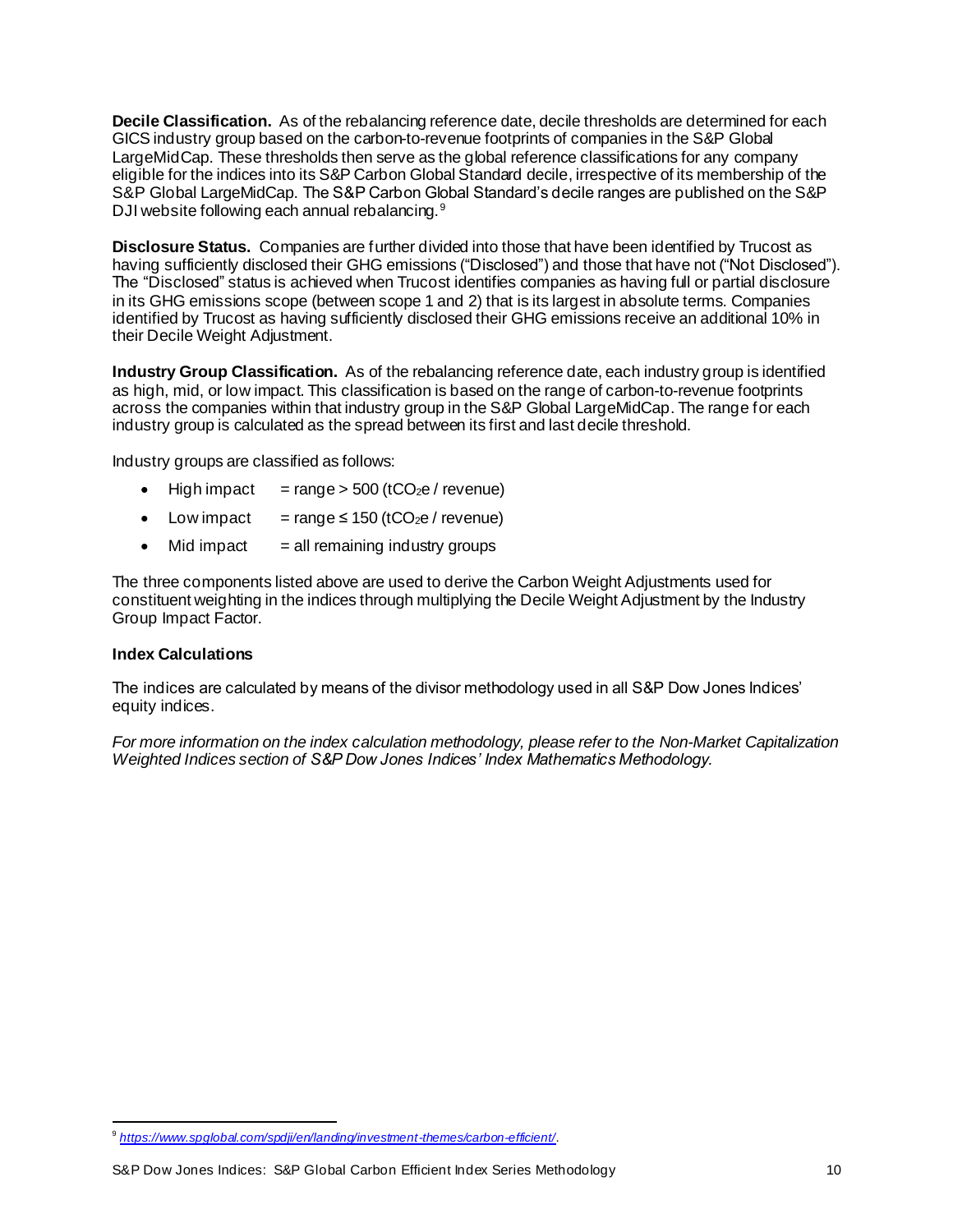**Decile Classification.** As of the rebalancing reference date, decile thresholds are determined for each GICS industry group based on the carbon-to-revenue footprints of companies in the S&P Global LargeMidCap. These thresholds then serve as the global reference classifications for any company eligible for the indices into its S&P Carbon Global Standard decile, irrespective of its membership of the S&P Global LargeMidCap. The S&P Carbon Global Standard's decile ranges are published on the S&P DJI website following each annual rebalancing.[9]

**Disclosure Status.** Companies are further divided into those that have been identified by Trucost as having sufficiently disclosed their GHG emissions ("Disclosed") and those that have not ("Not Disclosed"). The "Disclosed" status is achieved when Trucost identifies companies as having full or partial disclosure in its GHG emissions scope (between scope 1 and 2) that is its largest in absolute terms. Companies identified by Trucost as having sufficiently disclosed their GHG emissions receive an additional 10% in their Decile Weight Adjustment.

**Industry Group Classification.** As of the rebalancing reference date, each industry group is identified as high, mid, or low impact. This classification is based on the range of carbon-to-revenue footprints across the companies within that industry group in the S&P Global LargeMidCap. The range for each industry group is calculated as the spread between its first and last decile threshold.

Industry groups are classified as follows:

- High impact = range > 500 ($tCO_2e$ / revenue)
- Low impact = range ≤ 150 ($tCO_2e$ / revenue)
- Mid impact = all remaining industry groups

The three components listed above are used to derive the Carbon Weight Adjustments used for constituent weighting in the indices through multiplying the Decile Weight Adjustment by the Industry Group Impact Factor.

### Index Calculations

The indices are calculated by means of the divisor methodology used in all S&P Dow Jones Indices' equity indices.

*For more information on the index calculation methodology, please refer to the Non-Market Capitalization Weighted Indices section of S&P Dow Jones Indices' Index Mathematics Methodology.*

---

[9] https://www.spglobal.com/spdji/en/landing/investment-themes/carbon-efficient/.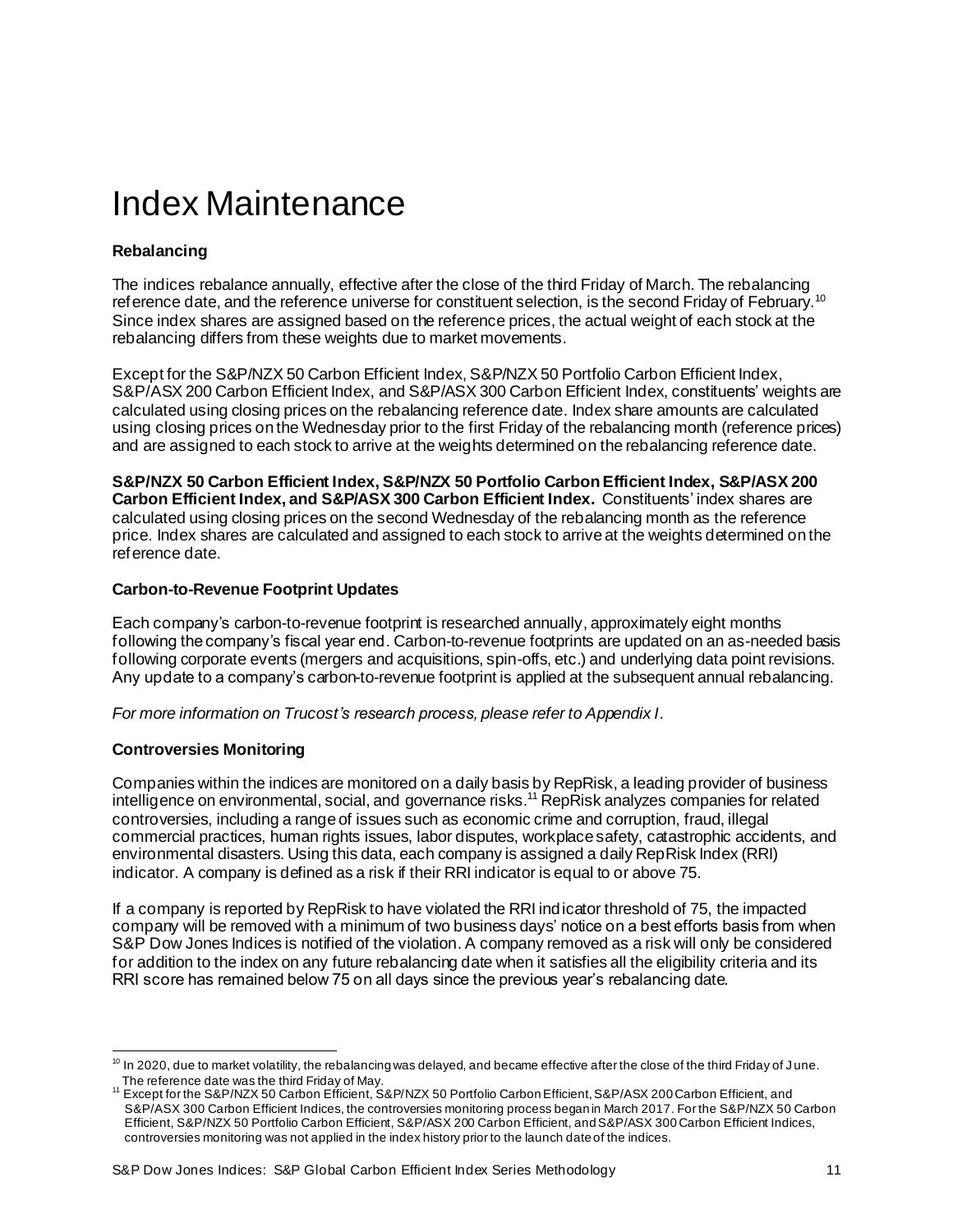# Index Maintenance

**Rebalancing**

The indices rebalance annually, effective after the close of the third Friday of March. The rebalancing reference date, and the reference universe for constituent selection, is the second Friday of February.[10] Since index shares are assigned based on the reference prices, the actual weight of each stock at the rebalancing differs from these weights due to market movements.

Except for the S&P/NZX 50 Carbon Efficient Index, S&P/NZX 50 Portfolio Carbon Efficient Index, S&P/ASX 200 Carbon Efficient Index, and S&P/ASX 300 Carbon Efficient Index, constituents' weights are calculated using closing prices on the rebalancing reference date. Index share amounts are calculated using closing prices on the Wednesday prior to the first Friday of the rebalancing month (reference prices) and are assigned to each stock to arrive at the weights determined on the rebalancing reference date.

**S&P/NZX 50 Carbon Efficient Index, S&P/NZX 50 Portfolio Carbon Efficient Index, S&P/ASX 200 Carbon Efficient Index, and S&P/ASX 300 Carbon Efficient Index.** Constituents' index shares are calculated using closing prices on the second Wednesday of the rebalancing month as the reference price. Index shares are calculated and assigned to each stock to arrive at the weights determined on the reference date.

**Carbon-to-Revenue Footprint Updates**

Each company's carbon-to-revenue footprint is researched annually, approximately eight months following the company's fiscal year end. Carbon-to-revenue footprints are updated on an as-needed basis following corporate events (mergers and acquisitions, spin-offs, etc.) and underlying data point revisions. Any update to a company's carbon-to-revenue footprint is applied at the subsequent annual rebalancing.

*For more information on Trucost's research process, please refer to Appendix I.*

**Controversies Monitoring**

Companies within the indices are monitored on a daily basis by RepRisk, a leading provider of business intelligence on environmental, social, and governance risks.[11] RepRisk analyzes companies for related controversies, including a range of issues such as economic crime and corruption, fraud, illegal commercial practices, human rights issues, labor disputes, workplace safety, catastrophic accidents, and environmental disasters. Using this data, each company is assigned a daily RepRisk Index (RRI) indicator. A company is defined as a risk if their RRI indicator is equal to or above 75.

If a company is reported by RepRisk to have violated the RRI indicator threshold of 75, the impacted company will be removed with a minimum of two business days' notice on a best efforts basis from when S&P Dow Jones Indices is notified of the violation. A company removed as a risk will only be considered for addition to the index on any future rebalancing date when it satisfies all the eligibility criteria and its RRI score has remained below 75 on all days since the previous year's rebalancing date.

---

[10] In 2020, due to market volatility, the rebalancing was delayed, and became effective after the close of the third Friday of June. The reference date was the third Friday of May.

[11] Except for the S&P/NZX 50 Carbon Efficient, S&P/NZX 50 Portfolio Carbon Efficient, S&P/ASX 200 Carbon Efficient, and S&P/ASX 300 Carbon Efficient Indices, the controversies monitoring process began in March 2017. For the S&P/NZX 50 Carbon Efficient, S&P/NZX 50 Portfolio Carbon Efficient, S&P/ASX 200 Carbon Efficient, and S&P/ASX 300 Carbon Efficient Indices, controversies monitoring was not applied in the index history prior to the launch date of the indices.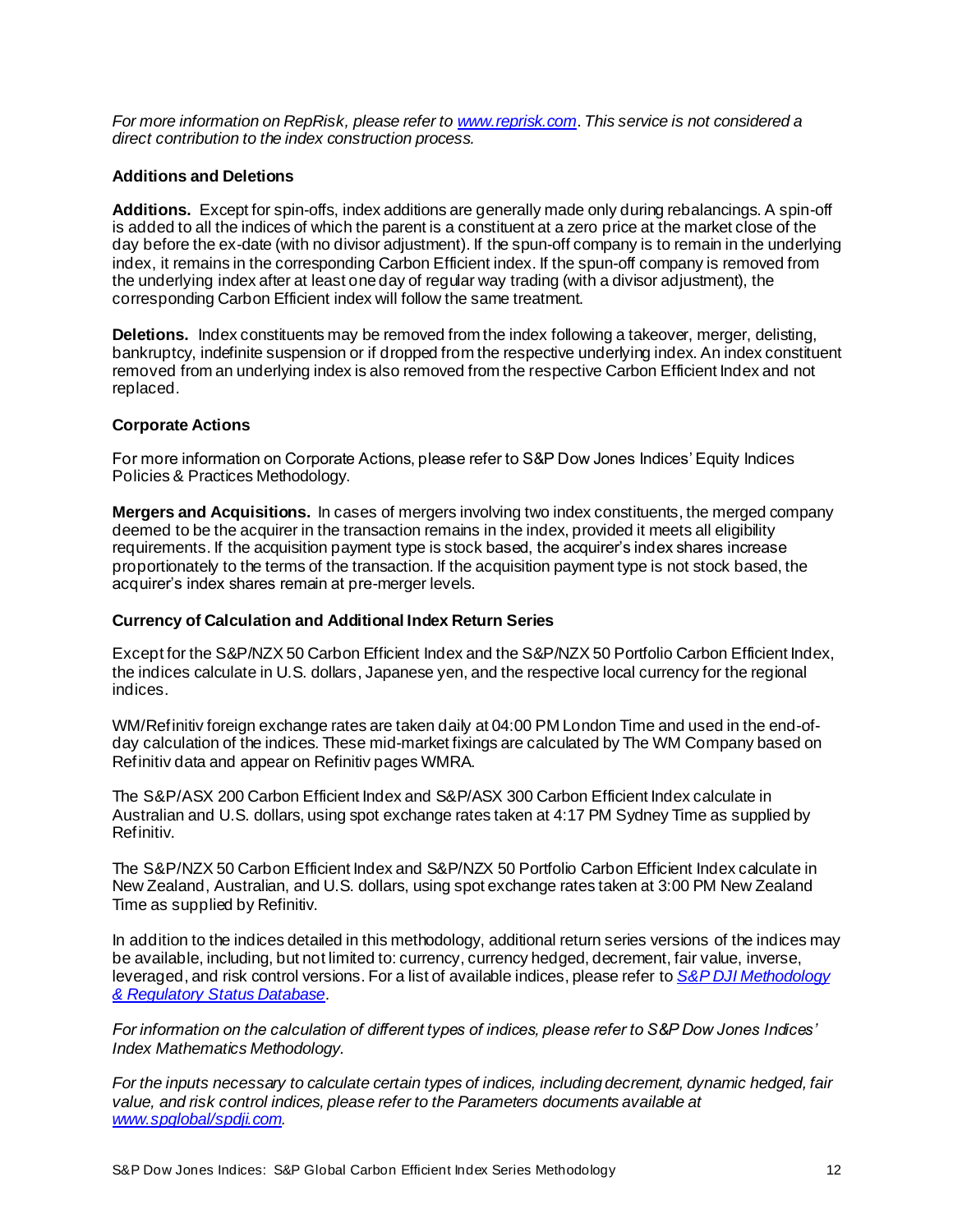*For more information on RepRisk, please refer to [www.reprisk.com](http://www.reprisk.com). This service is not considered a direct contribution to the index construction process.*

### Additions and Deletions

**Additions.** Except for spin-offs, index additions are generally made only during rebalancings. A spin-off is added to all the indices of which the parent is a constituent at a zero price at the market close of the day before the ex-date (with no divisor adjustment). If the spun-off company is to remain in the underlying index, it remains in the corresponding Carbon Efficient index. If the spun-off company is removed from the underlying index after at least one day of regular way trading (with a divisor adjustment), the corresponding Carbon Efficient index will follow the same treatment.

**Deletions.** Index constituents may be removed from the index following a takeover, merger, delisting, bankruptcy, indefinite suspension or if dropped from the respective underlying index. An index constituent removed from an underlying index is also removed from the respective Carbon Efficient Index and not replaced.

### Corporate Actions

For more information on Corporate Actions, please refer to S&P Dow Jones Indices' Equity Indices Policies & Practices Methodology.

**Mergers and Acquisitions.** In cases of mergers involving two index constituents, the merged company deemed to be the acquirer in the transaction remains in the index, provided it meets all eligibility requirements. If the acquisition payment type is stock based, the acquirer's index shares increase proportionately to the terms of the transaction. If the acquisition payment type is not stock based, the acquirer's index shares remain at pre-merger levels.

### Currency of Calculation and Additional Index Return Series

Except for the S&P/NZX 50 Carbon Efficient Index and the S&P/NZX 50 Portfolio Carbon Efficient Index, the indices calculate in U.S. dollars, Japanese yen, and the respective local currency for the regional indices.

WM/Refinitiv foreign exchange rates are taken daily at 04:00 PM London Time and used in the end-of-day calculation of the indices. These mid-market fixings are calculated by The WM Company based on Refinitiv data and appear on Refinitiv pages WMRA.

The S&P/ASX 200 Carbon Efficient Index and S&P/ASX 300 Carbon Efficient Index calculate in Australian and U.S. dollars, using spot exchange rates taken at 4:17 PM Sydney Time as supplied by Refinitiv.

The S&P/NZX 50 Carbon Efficient Index and S&P/NZX 50 Portfolio Carbon Efficient Index calculate in New Zealand, Australian, and U.S. dollars, using spot exchange rates taken at 3:00 PM New Zealand Time as supplied by Refinitiv.

In addition to the indices detailed in this methodology, additional return series versions of the indices may be available, including, but not limited to: currency, currency hedged, decrement, fair value, inverse, leveraged, and risk control versions. For a list of available indices, please refer to ***S&P DJI Methodology & Regulatory Status Database***.

*For information on the calculation of different types of indices, please refer to S&P Dow Jones Indices' Index Mathematics Methodology.*

*For the inputs necessary to calculate certain types of indices, including decrement, dynamic hedged, fair value, and risk control indices, please refer to the Parameters documents available at [www.spglobal/spdji.com](http://www.spglobal/spdji.com).*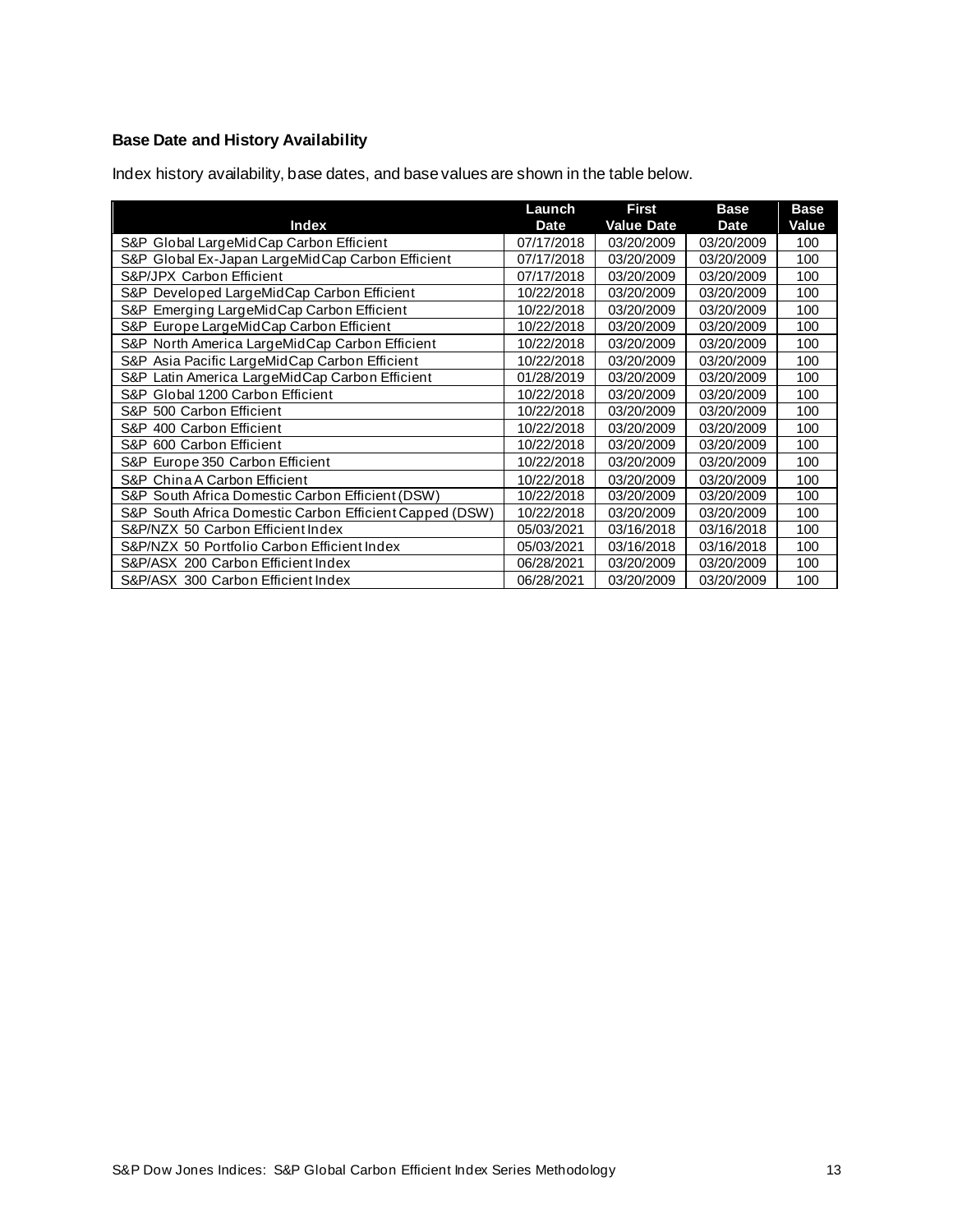### Base Date and History Availability

Index history availability, base dates, and base values are shown in the table below.

| Index | Launch Date | First Value Date | Base Date | Base Value |
|---|---|---|---|---|
| S&P Global LargeMidCap Carbon Efficient | 07/17/2018 | 03/20/2009 | 03/20/2009 | 100 |
| S&P Global Ex-Japan LargeMidCap Carbon Efficient | 07/17/2018 | 03/20/2009 | 03/20/2009 | 100 |
| S&P/JPX Carbon Efficient | 07/17/2018 | 03/20/2009 | 03/20/2009 | 100 |
| S&P Developed LargeMidCap Carbon Efficient | 10/22/2018 | 03/20/2009 | 03/20/2009 | 100 |
| S&P Emerging LargeMidCap Carbon Efficient | 10/22/2018 | 03/20/2009 | 03/20/2009 | 100 |
| S&P Europe LargeMidCap Carbon Efficient | 10/22/2018 | 03/20/2009 | 03/20/2009 | 100 |
| S&P North America LargeMidCap Carbon Efficient | 10/22/2018 | 03/20/2009 | 03/20/2009 | 100 |
| S&P Asia Pacific LargeMidCap Carbon Efficient | 10/22/2018 | 03/20/2009 | 03/20/2009 | 100 |
| S&P Latin America LargeMidCap Carbon Efficient | 01/28/2019 | 03/20/2009 | 03/20/2009 | 100 |
| S&P Global 1200 Carbon Efficient | 10/22/2018 | 03/20/2009 | 03/20/2009 | 100 |
| S&P 500 Carbon Efficient | 10/22/2018 | 03/20/2009 | 03/20/2009 | 100 |
| S&P 400 Carbon Efficient | 10/22/2018 | 03/20/2009 | 03/20/2009 | 100 |
| S&P 600 Carbon Efficient | 10/22/2018 | 03/20/2009 | 03/20/2009 | 100 |
| S&P Europe 350 Carbon Efficient | 10/22/2018 | 03/20/2009 | 03/20/2009 | 100 |
| S&P China A Carbon Efficient | 10/22/2018 | 03/20/2009 | 03/20/2009 | 100 |
| S&P South Africa Domestic Carbon Efficient (DSW) | 10/22/2018 | 03/20/2009 | 03/20/2009 | 100 |
| S&P South Africa Domestic Carbon Efficient Capped (DSW) | 10/22/2018 | 03/20/2009 | 03/20/2009 | 100 |
| S&P/NZX 50 Carbon Efficient Index | 05/03/2021 | 03/16/2018 | 03/16/2018 | 100 |
| S&P/NZX 50 Portfolio Carbon Efficient Index | 05/03/2021 | 03/16/2018 | 03/16/2018 | 100 |
| S&P/ASX 200 Carbon Efficient Index | 06/28/2021 | 03/20/2009 | 03/20/2009 | 100 |
| S&P/ASX 300 Carbon Efficient Index | 06/28/2021 | 03/20/2009 | 03/20/2009 | 100 |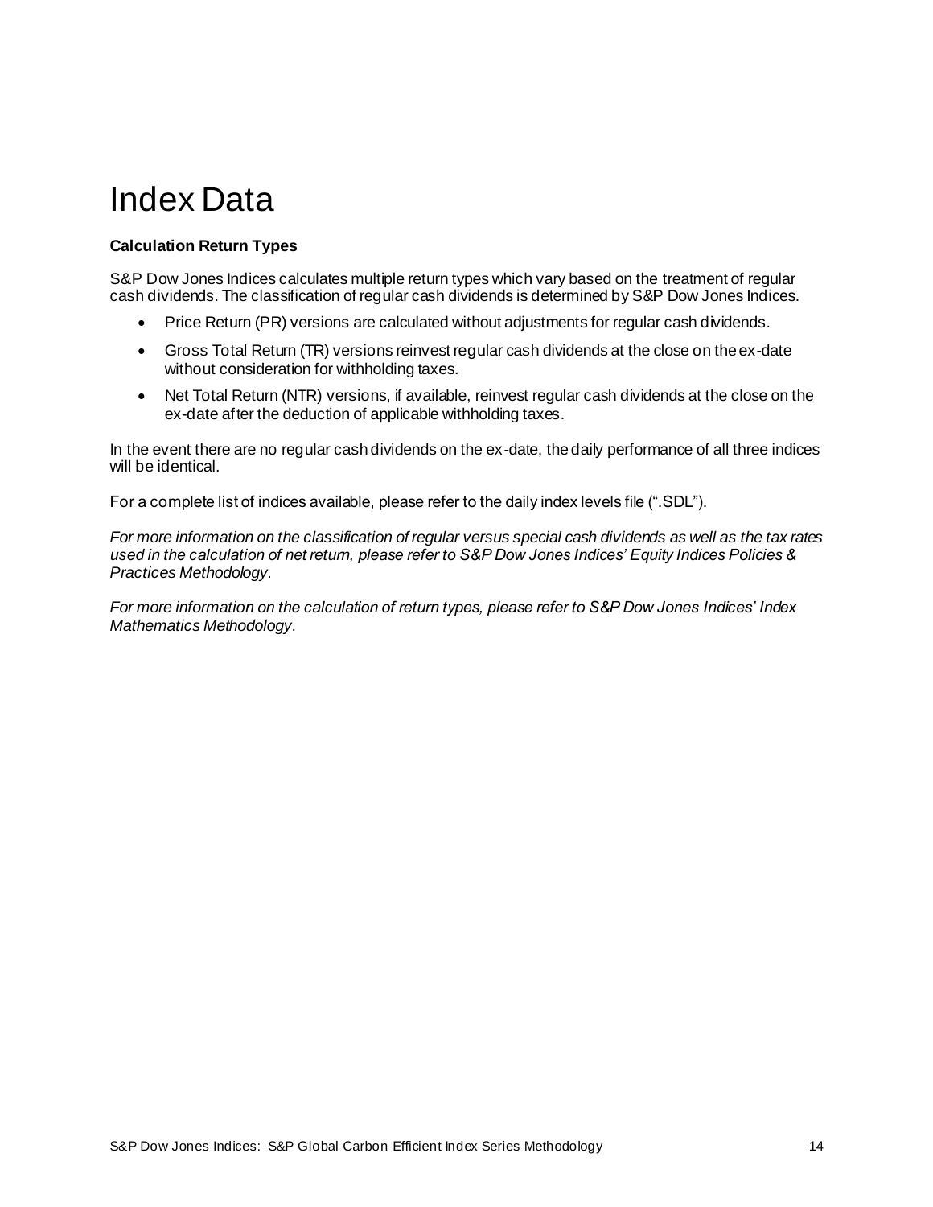# Index Data

**Calculation Return Types**

S&P Dow Jones Indices calculates multiple return types which vary based on the treatment of regular cash dividends. The classification of regular cash dividends is determined by S&P Dow Jones Indices.

- Price Return (PR) versions are calculated without adjustments for regular cash dividends.
- Gross Total Return (TR) versions reinvest regular cash dividends at the close on the ex-date without consideration for withholding taxes.
- Net Total Return (NTR) versions, if available, reinvest regular cash dividends at the close on the ex-date after the deduction of applicable withholding taxes.

In the event there are no regular cash dividends on the ex-date, the daily performance of all three indices will be identical.

For a complete list of indices available, please refer to the daily index levels file (".SDL").

*For more information on the classification of regular versus special cash dividends as well as the tax rates used in the calculation of net return, please refer to S&P Dow Jones Indices' Equity Indices Policies & Practices Methodology*.

*For more information on the calculation of return types, please refer to S&P Dow Jones Indices' Index Mathematics Methodology*.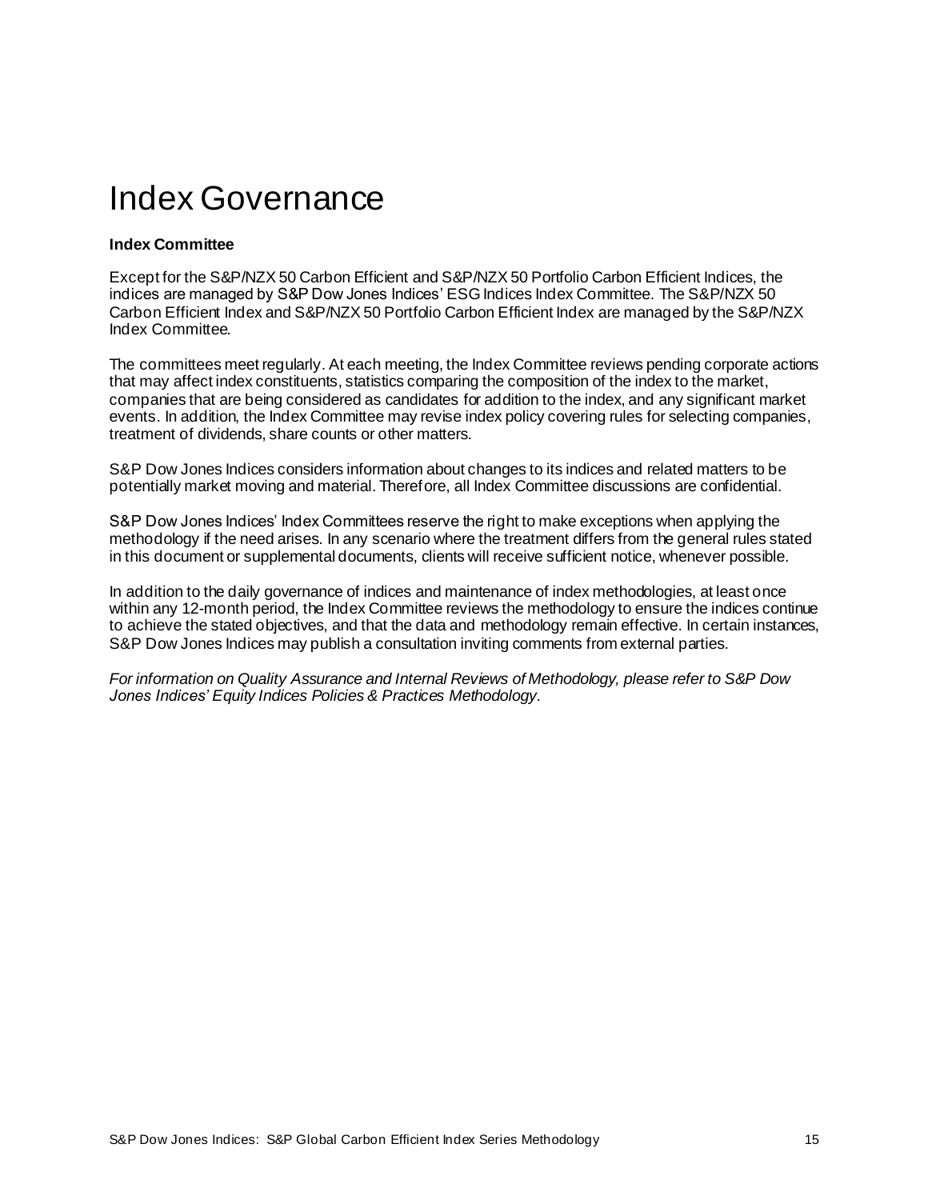# Index Governance

**Index Committee**

Except for the S&P/NZX 50 Carbon Efficient and S&P/NZX 50 Portfolio Carbon Efficient Indices, the indices are managed by S&P Dow Jones Indices' ESG Indices Index Committee. The S&P/NZX 50 Carbon Efficient Index and S&P/NZX 50 Portfolio Carbon Efficient Index are managed by the S&P/NZX Index Committee.

The committees meet regularly. At each meeting, the Index Committee reviews pending corporate actions that may affect index constituents, statistics comparing the composition of the index to the market, companies that are being considered as candidates for addition to the index, and any significant market events. In addition, the Index Committee may revise index policy covering rules for selecting companies, treatment of dividends, share counts or other matters.

S&P Dow Jones Indices considers information about changes to its indices and related matters to be potentially market moving and material. Therefore, all Index Committee discussions are confidential.

S&P Dow Jones Indices' Index Committees reserve the right to make exceptions when applying the methodology if the need arises. In any scenario where the treatment differs from the general rules stated in this document or supplemental documents, clients will receive sufficient notice, whenever possible.

In addition to the daily governance of indices and maintenance of index methodologies, at least once within any 12-month period, the Index Committee reviews the methodology to ensure the indices continue to achieve the stated objectives, and that the data and methodology remain effective. In certain instances, S&P Dow Jones Indices may publish a consultation inviting comments from external parties.

*For information on Quality Assurance and Internal Reviews of Methodology, please refer to S&P Dow Jones Indices' Equity Indices Policies & Practices Methodology.*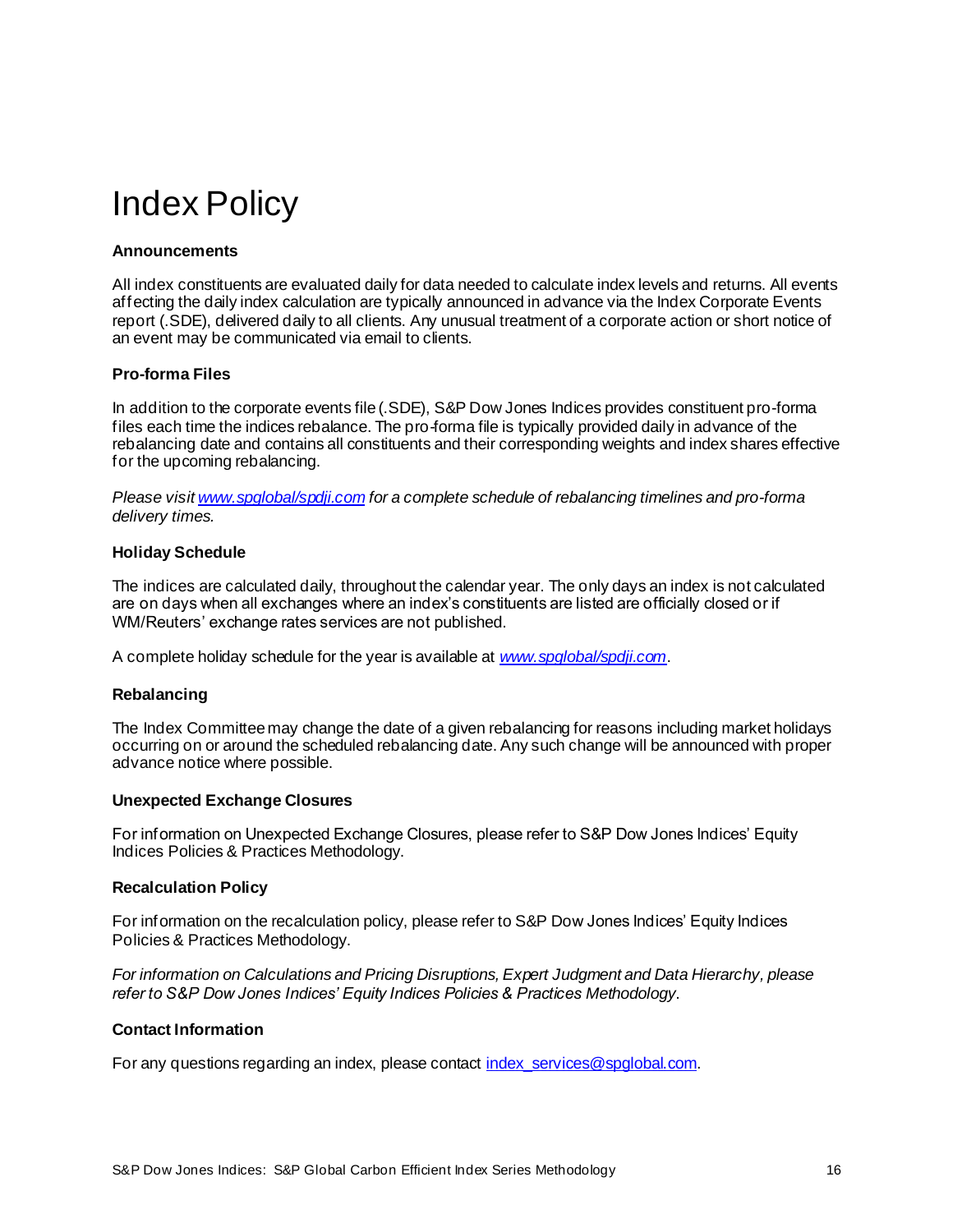# Index Policy

### Announcements

All index constituents are evaluated daily for data needed to calculate index levels and returns. All events affecting the daily index calculation are typically announced in advance via the Index Corporate Events report (.SDE), delivered daily to all clients. Any unusual treatment of a corporate action or short notice of an event may be communicated via email to clients.

### Pro-forma Files

In addition to the corporate events file (.SDE), S&P Dow Jones Indices provides constituent pro-forma files each time the indices rebalance. The pro-forma file is typically provided daily in advance of the rebalancing date and contains all constituents and their corresponding weights and index shares effective for the upcoming rebalancing.

*Please visit [www.spglobal/spdji.com](www.spglobal/spdji.com) for a complete schedule of rebalancing timelines and pro-forma delivery times.*

### Holiday Schedule

The indices are calculated daily, throughout the calendar year. The only days an index is not calculated are on days when all exchanges where an index's constituents are listed are officially closed or if WM/Reuters' exchange rates services are not published.

A complete holiday schedule for the year is available at *[www.spglobal/spdji.com](www.spglobal/spdji.com)*.

### Rebalancing

The Index Committee may change the date of a given rebalancing for reasons including market holidays occurring on or around the scheduled rebalancing date. Any such change will be announced with proper advance notice where possible.

### Unexpected Exchange Closures

For information on Unexpected Exchange Closures, please refer to S&P Dow Jones Indices' Equity Indices Policies & Practices Methodology.

### Recalculation Policy

For information on the recalculation policy, please refer to S&P Dow Jones Indices' Equity Indices Policies & Practices Methodology.

*For information on Calculations and Pricing Disruptions, Expert Judgment and Data Hierarchy, please refer to S&P Dow Jones Indices' Equity Indices Policies & Practices Methodology.*

### Contact Information

For any questions regarding an index, please contact [index_services@spglobal.com](mailto:index_services@spglobal.com).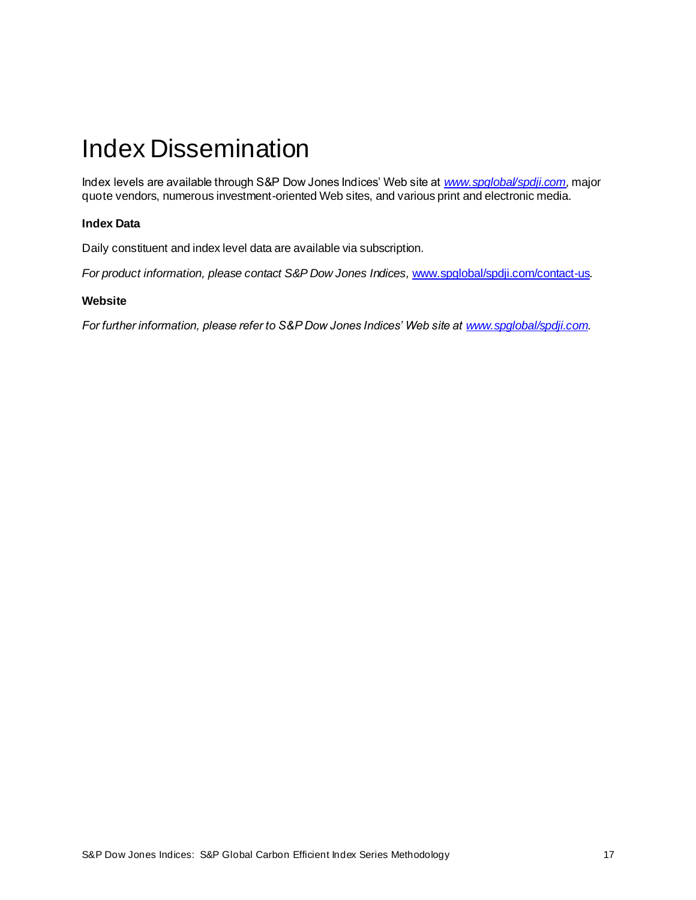# Index Dissemination

Index levels are available through S&P Dow Jones Indices' Web site at *[www.spglobal/spdji.com](www.spglobal/spdji.com)*, major quote vendors, numerous investment-oriented Web sites, and various print and electronic media.

**Index Data**

Daily constituent and index level data are available via subscription.

*For product information, please contact S&P Dow Jones Indices,* [www.spglobal/spdji.com/contact-us](www.spglobal/spdji.com/contact-us).

**Website**

*For further information, please refer to S&P Dow Jones Indices' Web site at [www.spglobal/spdji.com](www.spglobal/spdji.com).*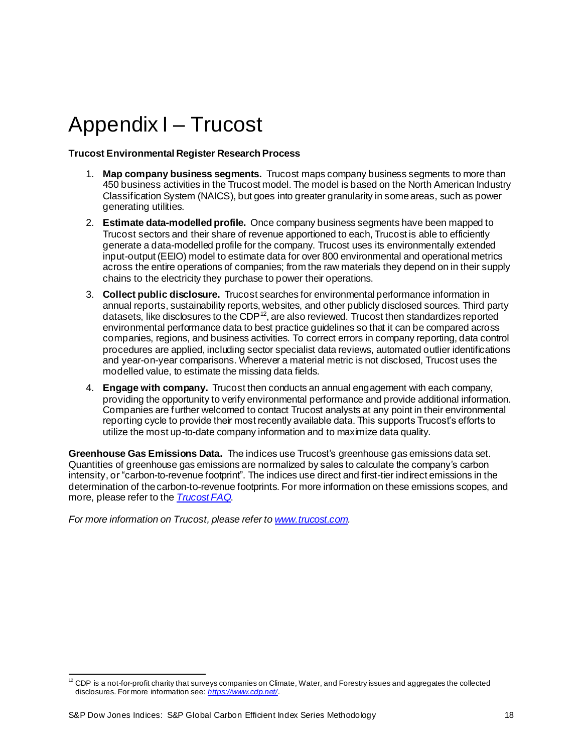# Appendix I – Trucost

**Trucost Environmental Register Research Process**

1. **Map company business segments.** Trucost maps company business segments to more than 450 business activities in the Trucost model. The model is based on the North American Industry Classification System (NAICS), but goes into greater granularity in some areas, such as power generating utilities.
2. **Estimate data-modelled profile.** Once company business segments have been mapped to Trucost sectors and their share of revenue apportioned to each, Trucost is able to efficiently generate a data-modelled profile for the company. Trucost uses its environmentally extended input-output (EEIO) model to estimate data for over 800 environmental and operational metrics across the entire operations of companies; from the raw materials they depend on in their supply chains to the electricity they purchase to power their operations.
3. **Collect public disclosure.** Trucost searches for environmental performance information in annual reports, sustainability reports, websites, and other publicly disclosed sources. Third party datasets, like disclosures to the CDP[12], are also reviewed. Trucost then standardizes reported environmental performance data to best practice guidelines so that it can be compared across companies, regions, and business activities. To correct errors in company reporting, data control procedures are applied, including sector specialist data reviews, automated outlier identifications and year-on-year comparisons. Wherever a material metric is not disclosed, Trucost uses the modelled value, to estimate the missing data fields.
4. **Engage with company.** Trucost then conducts an annual engagement with each company, providing the opportunity to verify environmental performance and provide additional information. Companies are further welcomed to contact Trucost analysts at any point in their environmental reporting cycle to provide their most recently available data. This supports Trucost's efforts to utilize the most up-to-date company information and to maximize data quality.

**Greenhouse Gas Emissions Data.** The indices use Trucost's greenhouse gas emissions data set. Quantities of greenhouse gas emissions are normalized by sales to calculate the company's carbon intensity, or "carbon-to-revenue footprint". The indices use direct and first-tier indirect emissions in the determination of the carbon-to-revenue footprints. For more information on these emissions scopes, and more, please refer to the *[Trucost FAQ](#)*.

*For more information on Trucost, please refer to [www.trucost.com](http://www.trucost.com).*

---

[12] CDP is a not-for-profit charity that surveys companies on Climate, Water, and Forestry issues and aggregates the collected disclosures. For more information see: *[https://www.cdp.net/](https://www.cdp.net/)*.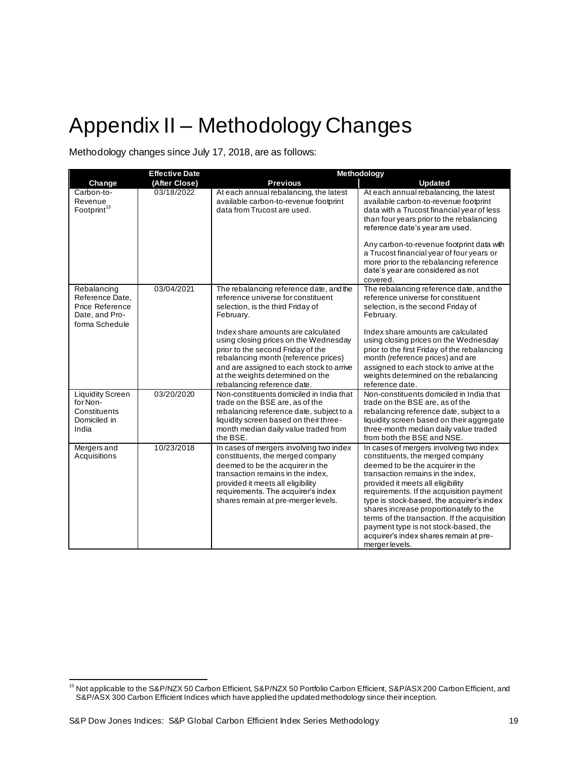# Appendix II – Methodology Changes

Methodology changes since July 17, 2018, are as follows:

| Change | Effective Date (After Close) | Methodology | |
|---|---|---|---|
| | | **Previous** | **Updated** |
| Carbon-to-Revenue Footprint[13] | 03/18/2022 | At each annual rebalancing, the latest available carbon-to-revenue footprint data from Trucost are used. | At each annual rebalancing, the latest available carbon-to-revenue footprint data with a Trucost financial year of less than four years prior to the rebalancing reference date's year are used.<br><br>Any carbon-to-revenue footprint data with a Trucost financial year of four years or more prior to the rebalancing reference date's year are considered as not covered. |
| Rebalancing Reference Date, Price Reference Date, and Pro-forma Schedule | 03/04/2021 | The rebalancing reference date, and the reference universe for constituent selection, is the third Friday of February.<br><br>Index share amounts are calculated using closing prices on the Wednesday prior to the second Friday of the rebalancing month (reference prices) and are assigned to each stock to arrive at the weights determined on the rebalancing reference date. | The rebalancing reference date, and the reference universe for constituent selection, is the second Friday of February.<br><br>Index share amounts are calculated using closing prices on the Wednesday prior to the first Friday of the rebalancing month (reference prices) and are assigned to each stock to arrive at the weights determined on the rebalancing reference date. |
| Liquidity Screen for Non-Constituents Domiciled in India | 03/20/2020 | Non-constituents domiciled in India that trade on the BSE are, as of the rebalancing reference date, subject to a liquidity screen based on their three-month median daily value traded from the BSE. | Non-constituents domiciled in India that trade on the BSE are, as of the rebalancing reference date, subject to a liquidity screen based on their aggregate three-month median daily value traded from both the BSE and NSE. |
| Mergers and Acquisitions | 10/23/2018 | In cases of mergers involving two index constituents, the merged company deemed to be the acquirer in the transaction remains in the index, provided it meets all eligibility requirements. The acquirer's index shares remain at pre-merger levels. | In cases of mergers involving two index constituents, the merged company deemed to be the acquirer in the transaction remains in the index, provided it meets all eligibility requirements. If the acquisition payment type is stock-based, the acquirer's index shares increase proportionately to the terms of the transaction. If the acquisition payment type is not stock-based, the acquirer's index shares remain at pre-merger levels. |

[13] Not applicable to the S&P/NZX 50 Carbon Efficient, S&P/NZX 50 Portfolio Carbon Efficient, S&P/ASX 200 Carbon Efficient, and S&P/ASX 300 Carbon Efficient Indices which have applied the updated methodology since their inception.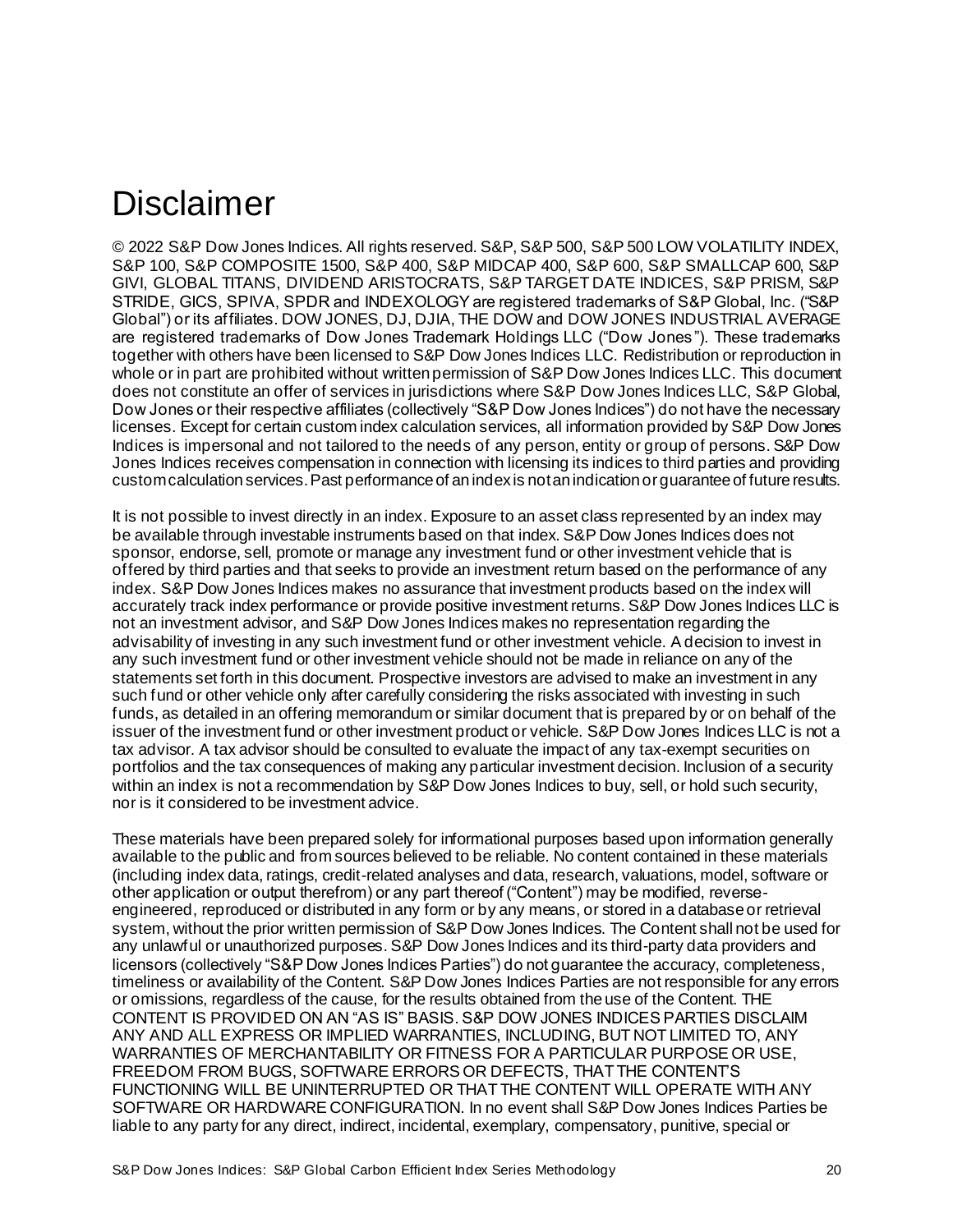# Disclaimer

© 2022 S&P Dow Jones Indices. All rights reserved. S&P, S&P 500, S&P 500 LOW VOLATILITY INDEX, S&P 100, S&P COMPOSITE 1500, S&P 400, S&P MIDCAP 400, S&P 600, S&P SMALLCAP 600, S&P GIVI, GLOBAL TITANS, DIVIDEND ARISTOCRATS, S&P TARGET DATE INDICES, S&P PRISM, S&P STRIDE, GICS, SPIVA, SPDR and INDEXOLOGY are registered trademarks of S&P Global, Inc. ("S&P Global") or its affiliates. DOW JONES, DJ, DJIA, THE DOW and DOW JONES INDUSTRIAL AVERAGE are registered trademarks of Dow Jones Trademark Holdings LLC ("Dow Jones"). These trademarks together with others have been licensed to S&P Dow Jones Indices LLC. Redistribution or reproduction in whole or in part are prohibited without written permission of S&P Dow Jones Indices LLC. This document does not constitute an offer of services in jurisdictions where S&P Dow Jones Indices LLC, S&P Global, Dow Jones or their respective affiliates (collectively "S&P Dow Jones Indices") do not have the necessary licenses. Except for certain custom index calculation services, all information provided by S&P Dow Jones Indices is impersonal and not tailored to the needs of any person, entity or group of persons. S&P Dow Jones Indices receives compensation in connection with licensing its indices to third parties and providing custom calculation services. Past performance of an index is not an indication or guarantee of future results.

It is not possible to invest directly in an index. Exposure to an asset class represented by an index may be available through investable instruments based on that index. S&P Dow Jones Indices does not sponsor, endorse, sell, promote or manage any investment fund or other investment vehicle that is offered by third parties and that seeks to provide an investment return based on the performance of any index. S&P Dow Jones Indices makes no assurance that investment products based on the index will accurately track index performance or provide positive investment returns. S&P Dow Jones Indices LLC is not an investment advisor, and S&P Dow Jones Indices makes no representation regarding the advisability of investing in any such investment fund or other investment vehicle. A decision to invest in any such investment fund or other investment vehicle should not be made in reliance on any of the statements set forth in this document. Prospective investors are advised to make an investment in any such fund or other vehicle only after carefully considering the risks associated with investing in such funds, as detailed in an offering memorandum or similar document that is prepared by or on behalf of the issuer of the investment fund or other investment product or vehicle. S&P Dow Jones Indices LLC is not a tax advisor. A tax advisor should be consulted to evaluate the impact of any tax-exempt securities on portfolios and the tax consequences of making any particular investment decision. Inclusion of a security within an index is not a recommendation by S&P Dow Jones Indices to buy, sell, or hold such security, nor is it considered to be investment advice.

These materials have been prepared solely for informational purposes based upon information generally available to the public and from sources believed to be reliable. No content contained in these materials (including index data, ratings, credit-related analyses and data, research, valuations, model, software or other application or output therefrom) or any part thereof ("Content") may be modified, reverse-engineered, reproduced or distributed in any form or by any means, or stored in a database or retrieval system, without the prior written permission of S&P Dow Jones Indices. The Content shall not be used for any unlawful or unauthorized purposes. S&P Dow Jones Indices and its third-party data providers and licensors (collectively "S&P Dow Jones Indices Parties") do not guarantee the accuracy, completeness, timeliness or availability of the Content. S&P Dow Jones Indices Parties are not responsible for any errors or omissions, regardless of the cause, for the results obtained from the use of the Content. THE CONTENT IS PROVIDED ON AN "AS IS" BASIS. S&P DOW JONES INDICES PARTIES DISCLAIM ANY AND ALL EXPRESS OR IMPLIED WARRANTIES, INCLUDING, BUT NOT LIMITED TO, ANY WARRANTIES OF MERCHANTABILITY OR FITNESS FOR A PARTICULAR PURPOSE OR USE, FREEDOM FROM BUGS, SOFTWARE ERRORS OR DEFECTS, THAT THE CONTENT'S FUNCTIONING WILL BE UNINTERRUPTED OR THAT THE CONTENT WILL OPERATE WITH ANY SOFTWARE OR HARDWARE CONFIGURATION. In no event shall S&P Dow Jones Indices Parties be liable to any party for any direct, indirect, incidental, exemplary, compensatory, punitive, special or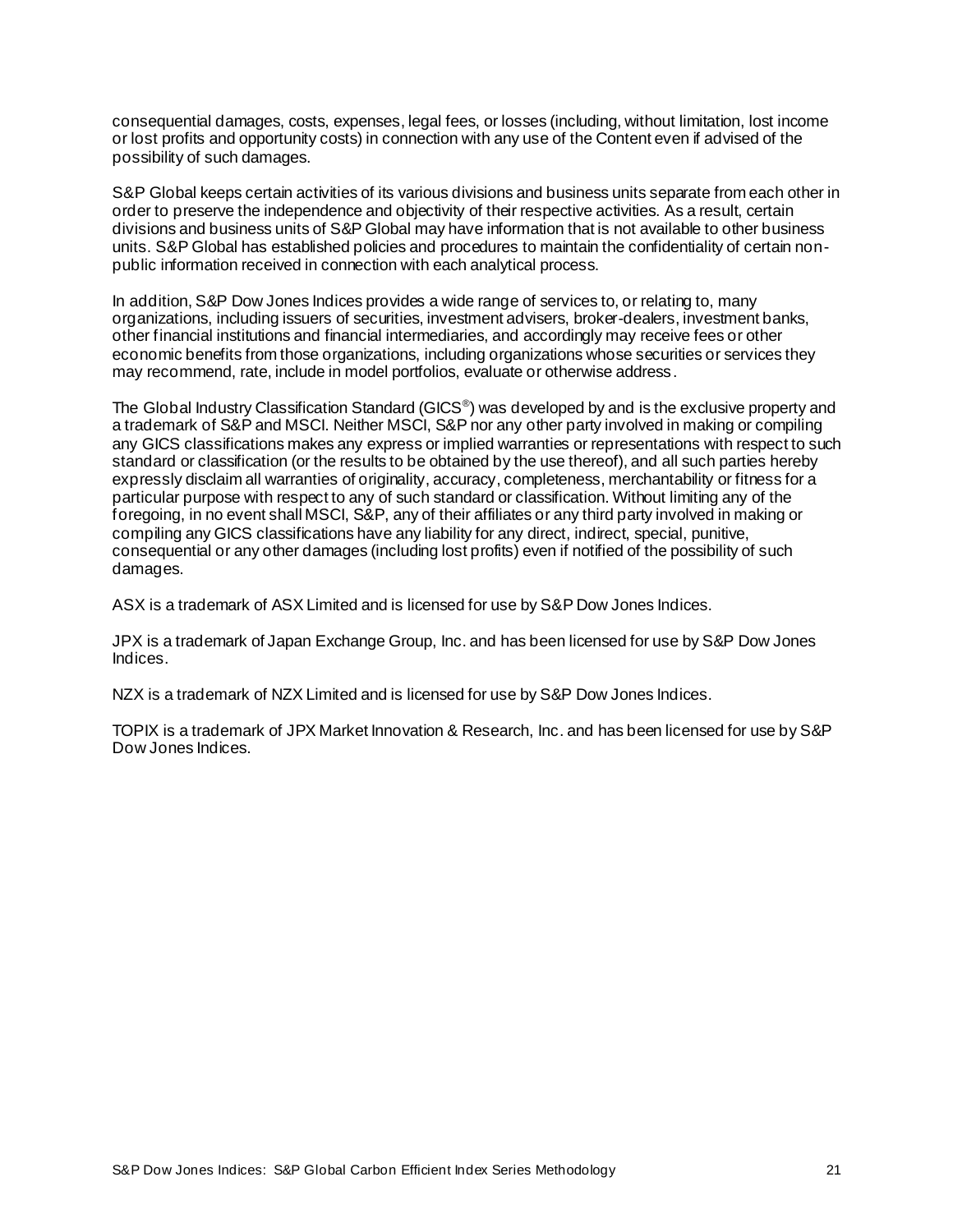consequential damages, costs, expenses, legal fees, or losses (including, without limitation, lost income or lost profits and opportunity costs) in connection with any use of the Content even if advised of the possibility of such damages.

S&P Global keeps certain activities of its various divisions and business units separate from each other in order to preserve the independence and objectivity of their respective activities. As a result, certain divisions and business units of S&P Global may have information that is not available to other business units. S&P Global has established policies and procedures to maintain the confidentiality of certain non-public information received in connection with each analytical process.

In addition, S&P Dow Jones Indices provides a wide range of services to, or relating to, many organizations, including issuers of securities, investment advisers, broker-dealers, investment banks, other financial institutions and financial intermediaries, and accordingly may receive fees or other economic benefits from those organizations, including organizations whose securities or services they may recommend, rate, include in model portfolios, evaluate or otherwise address.

The Global Industry Classification Standard (GICS®) was developed by and is the exclusive property and a trademark of S&P and MSCI. Neither MSCI, S&P nor any other party involved in making or compiling any GICS classifications makes any express or implied warranties or representations with respect to such standard or classification (or the results to be obtained by the use thereof), and all such parties hereby expressly disclaim all warranties of originality, accuracy, completeness, merchantability or fitness for a particular purpose with respect to any of such standard or classification. Without limiting any of the foregoing, in no event shall MSCI, S&P, any of their affiliates or any third party involved in making or compiling any GICS classifications have any liability for any direct, indirect, special, punitive, consequential or any other damages (including lost profits) even if notified of the possibility of such damages.

ASX is a trademark of ASX Limited and is licensed for use by S&P Dow Jones Indices.

JPX is a trademark of Japan Exchange Group, Inc. and has been licensed for use by S&P Dow Jones Indices.

NZX is a trademark of NZX Limited and is licensed for use by S&P Dow Jones Indices.

TOPIX is a trademark of JPX Market Innovation & Research, Inc. and has been licensed for use by S&P Dow Jones Indices.